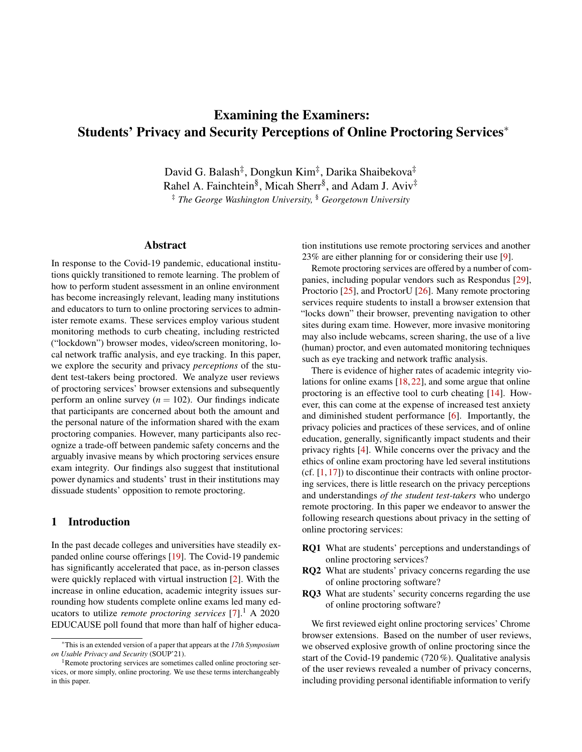# Examining the Examiners: Students' Privacy and Security Perceptions of Online Proctoring Services*

David G. Balash[‡], Dongkun Kim[‡], Darika Shaibekova[‡]
Rahel A. Fainchtein[§], Micah Sherr[§], and Adam J. Aviv[‡]
[‡] *The George Washington University*, [§] *Georgetown University*

## Abstract

In response to the Covid-19 pandemic, educational institutions quickly transitioned to remote learning. The problem of how to perform student assessment in an online environment has become increasingly relevant, leading many institutions and educators to turn to online proctoring services to administer remote exams. These services employ various student monitoring methods to curb cheating, including restricted ("lockdown") browser modes, video/screen monitoring, local network traffic analysis, and eye tracking. In this paper, we explore the security and privacy *perceptions* of the student test-takers being proctored. We analyze user reviews of proctoring services' browser extensions and subsequently perform an online survey ($n = 102$). Our findings indicate that participants are concerned about both the amount and the personal nature of the information shared with the exam proctoring companies. However, many participants also recognize a trade-off between pandemic safety concerns and the arguably invasive means by which proctoring services ensure exam integrity. Our findings also suggest that institutional power dynamics and students' trust in their institutions may dissuade students' opposition to remote proctoring.

## 1 Introduction

In the past decade colleges and universities have steadily expanded online course offerings [19]. The Covid-19 pandemic has significantly accelerated that pace, as in-person classes were quickly replaced with virtual instruction [2]. With the increase in online education, academic integrity issues surrounding how students complete online exams led many educators to utilize *remote proctoring services* [7].[1] A 2020 EDUCAUSE poll found that more than half of higher education institutions use remote proctoring services and another 23% are either planning for or considering their use [9].

Remote proctoring services are offered by a number of companies, including popular vendors such as Respondus [29], Proctorio [25], and ProctorU [26]. Many remote proctoring services require students to install a browser extension that "locks down" their browser, preventing navigation to other sites during exam time. However, more invasive monitoring may also include webcams, screen sharing, the use of a live (human) proctor, and even automated monitoring techniques such as eye tracking and network traffic analysis.

There is evidence of higher rates of academic integrity violations for online exams [18, 22], and some argue that online proctoring is an effective tool to curb cheating [14]. However, this can come at the expense of increased test anxiety and diminished student performance [6]. Importantly, the privacy policies and practices of these services, and of online education, generally, significantly impact students and their privacy rights [4]. While concerns over the privacy and the ethics of online exam proctoring have led several institutions (cf. [1, 17]) to discontinue their contracts with online proctoring services, there is little research on the privacy perceptions and understandings *of the student test-takers* who undergo remote proctoring. In this paper we endeavor to answer the following research questions about privacy in the setting of online proctoring services:

- **RQ1** What are students' perceptions and understandings of online proctoring services?
- **RQ2** What are students' privacy concerns regarding the use of online proctoring software?
- **RQ3** What are students' security concerns regarding the use of online proctoring software?

We first reviewed eight online proctoring services' Chrome browser extensions. Based on the number of user reviews, we observed explosive growth of online proctoring since the start of the Covid-19 pandemic (720 %). Qualitative analysis of the user reviews revealed a number of privacy concerns, including providing personal identifiable information to verify

---

*This is an extended version of a paper that appears at the *17th Symposium on Usable Privacy and Security* (SOUP'21).

[1] Remote proctoring services are sometimes called online proctoring services, or more simply, online proctoring. We use these terms interchangeably in this paper.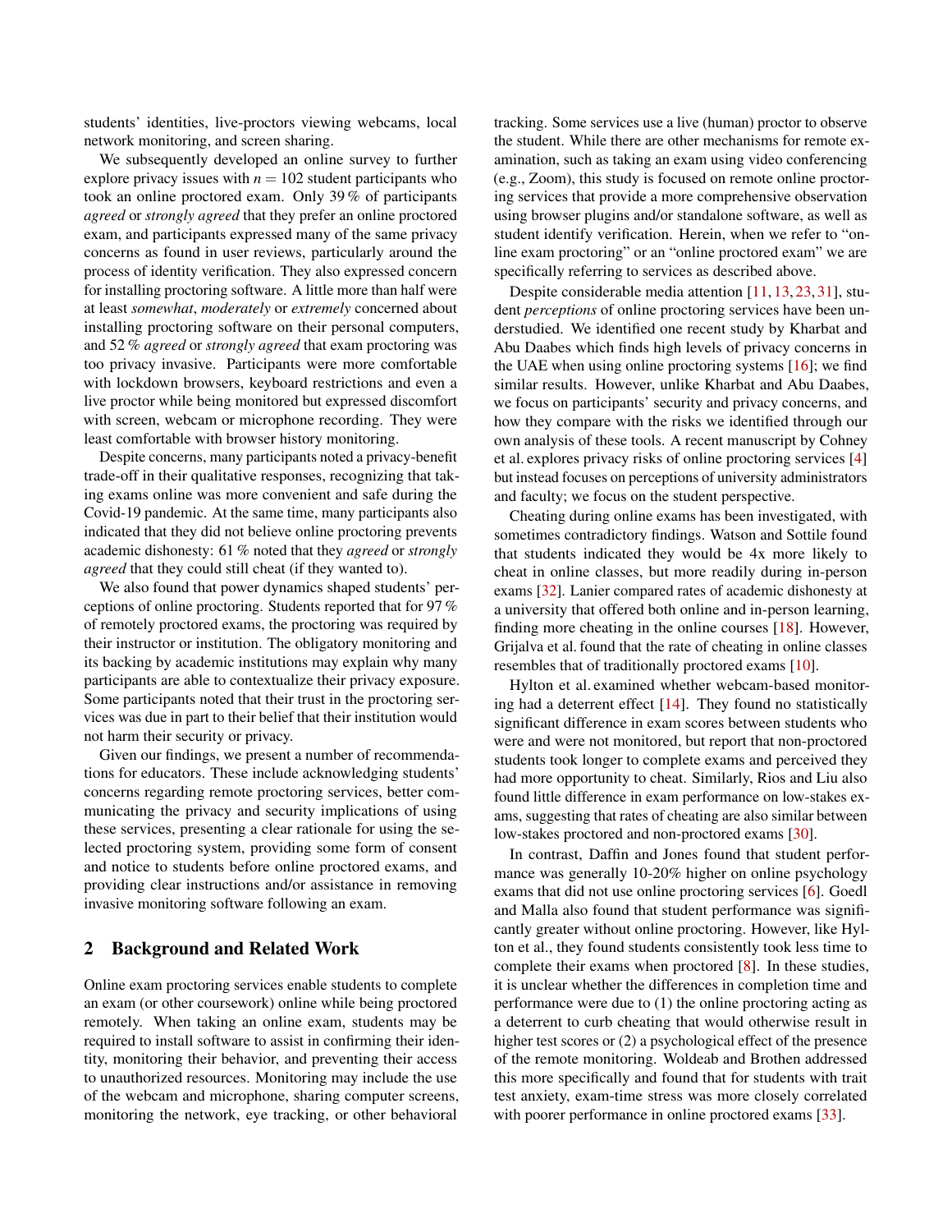students' identities, live-proctors viewing webcams, local network monitoring, and screen sharing.

We subsequently developed an online survey to further explore privacy issues with $n = 102$ student participants who took an online proctored exam. Only 39 % of participants *agreed* or *strongly agreed* that they prefer an online proctored exam, and participants expressed many of the same privacy concerns as found in user reviews, particularly around the process of identity verification. They also expressed concern for installing proctoring software. A little more than half were at least *somewhat*, *moderately* or *extremely* concerned about installing proctoring software on their personal computers, and 52 % *agreed* or *strongly agreed* that exam proctoring was too privacy invasive. Participants were more comfortable with lockdown browsers, keyboard restrictions and even a live proctor while being monitored but expressed discomfort with screen, webcam or microphone recording. They were least comfortable with browser history monitoring.

Despite concerns, many participants noted a privacy-benefit trade-off in their qualitative responses, recognizing that taking exams online was more convenient and safe during the Covid-19 pandemic. At the same time, many participants also indicated that they did not believe online proctoring prevents academic dishonesty: 61 % noted that they *agreed* or *strongly agreed* that they could still cheat (if they wanted to).

We also found that power dynamics shaped students' perceptions of online proctoring. Students reported that for 97 % of remotely proctored exams, the proctoring was required by their instructor or institution. The obligatory monitoring and its backing by academic institutions may explain why many participants are able to contextualize their privacy exposure. Some participants noted that their trust in the proctoring services was due in part to their belief that their institution would not harm their security or privacy.

Given our findings, we present a number of recommendations for educators. These include acknowledging students' concerns regarding remote proctoring services, better communicating the privacy and security implications of using these services, presenting a clear rationale for using the selected proctoring system, providing some form of consent and notice to students before online proctored exams, and providing clear instructions and/or assistance in removing invasive monitoring software following an exam.

## 2 Background and Related Work

Online exam proctoring services enable students to complete an exam (or other coursework) online while being proctored remotely. When taking an online exam, students may be required to install software to assist in confirming their identity, monitoring their behavior, and preventing their access to unauthorized resources. Monitoring may include the use of the webcam and microphone, sharing computer screens, monitoring the network, eye tracking, or other behavioral tracking. Some services use a live (human) proctor to observe the student. While there are other mechanisms for remote examination, such as taking an exam using video conferencing (e.g., Zoom), this study is focused on remote online proctoring services that provide a more comprehensive observation using browser plugins and/or standalone software, as well as student identify verification. Herein, when we refer to "online exam proctoring" or an "online proctored exam" we are specifically referring to services as described above.

Despite considerable media attention [11, 13, 23, 31], student *perceptions* of online proctoring services have been understudied. We identified one recent study by Kharbat and Abu Daabes which finds high levels of privacy concerns in the UAE when using online proctoring systems [16]; we find similar results. However, unlike Kharbat and Abu Daabes, we focus on participants' security and privacy concerns, and how they compare with the risks we identified through our own analysis of these tools. A recent manuscript by Cohney et al. explores privacy risks of online proctoring services [4] but instead focuses on perceptions of university administrators and faculty; we focus on the student perspective.

Cheating during online exams has been investigated, with sometimes contradictory findings. Watson and Sottile found that students indicated they would be 4x more likely to cheat in online classes, but more readily during in-person exams [32]. Lanier compared rates of academic dishonesty at a university that offered both online and in-person learning, finding more cheating in the online courses [18]. However, Grijalva et al. found that the rate of cheating in online classes resembles that of traditionally proctored exams [10].

Hylton et al. examined whether webcam-based monitoring had a deterrent effect [14]. They found no statistically significant difference in exam scores between students who were and were not monitored, but report that non-proctored students took longer to complete exams and perceived they had more opportunity to cheat. Similarly, Rios and Liu also found little difference in exam performance on low-stakes exams, suggesting that rates of cheating are also similar between low-stakes proctored and non-proctored exams [30].

In contrast, Daffin and Jones found that student performance was generally 10-20% higher on online psychology exams that did not use online proctoring services [6]. Goedl and Malla also found that student performance was significantly greater without online proctoring. However, like Hylton et al., they found students consistently took less time to complete their exams when proctored [8]. In these studies, it is unclear whether the differences in completion time and performance were due to (1) the online proctoring acting as a deterrent to curb cheating that would otherwise result in higher test scores or (2) a psychological effect of the presence of the remote monitoring. Woldeab and Brothen addressed this more specifically and found that for students with trait test anxiety, exam-time stress was more closely correlated with poorer performance in online proctored exams [33].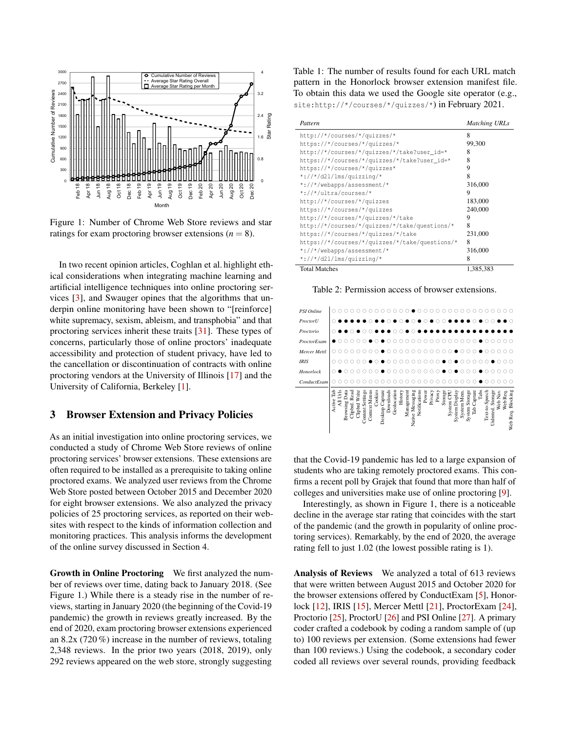Figure 1: Number of Chrome Web Store reviews and star ratings for exam proctoring browser extensions ($n = 8$).

In two recent opinion articles, Coghlan et al. highlight ethical considerations when integrating machine learning and artificial intelligence techniques into online proctoring services [3], and Swauger opines that the algorithms that underpin online monitoring have been shown to "[reinforce] white supremacy, sexism, ableism, and transphobia" and that proctoring services inherit these traits [31]. These types of concerns, particularly those of online proctors' inadequate accessibility and protection of student privacy, have led to the cancellation or discontinuation of contracts with online proctoring vendors at the University of Illinois [17] and the University of California, Berkeley [1].

## 3 Browser Extension and Privacy Policies

As an initial investigation into online proctoring services, we conducted a study of Chrome Web Store reviews of online proctoring services' browser extensions. These extensions are often required to be installed as a prerequisite to taking online proctored exams. We analyzed user reviews from the Chrome Web Store posted between October 2015 and December 2020 for eight browser extensions. We also analyzed the privacy policies of 25 proctoring services, as reported on their websites with respect to the kinds of information collection and monitoring practices. This analysis informs the development of the online survey discussed in Section 4.

**Growth in Online Proctoring** We first analyzed the number of reviews over time, dating back to January 2018. (See Figure 1.) While there is a steady rise in the number of reviews, starting in January 2020 (the beginning of the Covid-19 pandemic) the growth in reviews greatly increased. By the end of 2020, exam proctoring browser extensions experienced an 8.2x (720 %) increase in the number of reviews, totaling 2,348 reviews. In the prior two years (2018, 2019), only 292 reviews appeared on the web store, strongly suggesting that the Covid-19 pandemic has led to a large expansion of students who are taking remotely proctored exams. This confirms a recent poll by Grajek that found that more than half of colleges and universities make use of online proctoring [9].

Interestingly, as shown in Figure 1, there is a noticeable decline in the average star rating that coincides with the start of the pandemic (and the growth in popularity of online proctoring services). Remarkably, by the end of 2020, the average rating fell to just 1.02 (the lowest possible rating is 1).

Table 1: The number of results found for each URL match pattern in the Honorlock browser extension manifest file. To obtain this data we used the Google site operator (e.g., `site:http://*/courses/*/quizzes/*`) in February 2021.

| *Pattern* | *Matching URLs* |
|---|---|
| `http://*/courses/*/quizzes/*` | 8 |
| `https://*/courses/*/quizzes/*` | 99,300 |
| `http://*/courses/*/quizzes/*/take?user_id=*` | 8 |
| `https://*/courses/*/quizzes/*/take?user_id=*` | 8 |
| `https://*/courses/*/quizzes*` | 9 |
| `*://*/d2l/lms/quizzing/*` | 8 |
| `*://*/webapps/assessment/*` | 316,000 |
| `*://*/ultra/courses/*` | 9 |
| `http://*/courses/*/quizzes` | 183,000 |
| `https://*/courses/*/quizzes` | 240,000 |
| `http://*/courses/*/quizzes/*/take` | 9 |
| `http://*/courses/*/quizzes/*/take/questions/*` | 8 |
| `https://*/courses/*/quizzes/*/take` | 231,000 |
| `https://*/courses/*/quizzes/*/take/questions/*` | 8 |
| `*://*/webapps/assessment/*` | 316,000 |
| `*://*/d2l/lms/quizzing/*` | 8 |
| Total Matches | 1,385,383 |

Table 2: Permission access of browser extensions.

| | Active Tab | All Urls | Browsing Data | Clipbd. Read | Clipbd Write | Content Settings | Context Menus | Cookies | Desktop Capture | Downloads | Geolocation | History | Management | Native Messaging | Notifications | Power | Privacy | Proxy | Storage | System CPU | System Display | System Mem. | System Storage | Tab Capture | Tabs | Text-to-Speech | Unlimited Storage | Web Nav. | Web Req. | Web Req. Blocking |
|---|---|---|---|---|---|---|---|---|---|---|---|---|---|---|---|---|---|---|---|---|---|---|---|---|---|---|---|---|---|---|
| *PSI Online* | ○ | ○ | ○ | ○ | ○ | ○ | ○ | ○ | ○ | ○ | ○ | ○ | ○ | ● | ○ | ○ | ○ | ○ | ○ | ○ | ○ | ○ | ○ | ○ | ○ | ○ | ○ | ○ | ○ | ○ |
| *ProctorU* | ○ | ● | ● | ● | ● | ● | ○ | ● | ● | ○ | ● | ○ | ● | ○ | ● | ○ | ● | ○ | ○ | ● | ● | ● | ● | ○ | ● | ○ | ○ | ● | ● | ○ |
| *Proctorio* | ○ | ● | ● | ○ | ● | ○ | ○ | ● | ● | ● | ● | ○ | ○ | ● | ○ | ● | ● | ● | ● | ● | ● | ● | ● | ● | ● | ● | ● | ● | ● | ● |
| *ProctorExam* | ● | ○ | ○ | ○ | ○ | ○ | ● | ○ | ● | ○ | ○ | ○ | ○ | ○ | ○ | ○ | ○ | ○ | ○ | ○ | ○ | ○ | ○ | ○ | ● | ○ | ○ | ○ | ○ | ○ |
| *Mercer Mettl* | ○ | ○ | ○ | ○ | ○ | ○ | ○ | ○ | ● | ○ | ○ | ○ | ○ | ○ | ○ | ○ | ○ | ○ | ○ | ○ | ● | ○ | ○ | ○ | ● | ○ | ○ | ○ | ○ | ○ |
| *IRIS* | ○ | ○ | ○ | ○ | ○ | ○ | ● | ○ | ● | ○ | ○ | ○ | ○ | ○ | ○ | ○ | ○ | ○ | ● | ○ | ● | ○ | ○ | ○ | ○ | ○ | ● | ○ | ○ | ○ |
| *Honorlock* | ○ | ● | ○ | ○ | ○ | ○ | ○ | ○ | ● | ○ | ○ | ○ | ○ | ○ | ○ | ○ | ○ | ○ | ● | ○ | ● | ○ | ○ | ○ | ● | ○ | ○ | ○ | ○ | ○ |
| *ConductExam* | ○ | ○ | ○ | ○ | ○ | ○ | ○ | ○ | ○ | ○ | ○ | ○ | ○ | ○ | ○ | ○ | ○ | ○ | ○ | ○ | ○ | ○ | ○ | ○ | ● | ○ | ○ | ○ | ○ | ○ |

**Analysis of Reviews** We analyzed a total of 613 reviews that were written between August 2015 and October 2020 for the browser extensions offered by ConductExam [5], Honorlock [12], IRIS [15], Mercer Mettl [21], ProctorExam [24], Proctorio [25], ProctorU [26] and PSI Online [27]. A primary coder crafted a codebook by coding a random sample of (up to) 100 reviews per extension. (Some extensions had fewer than 100 reviews.) Using the codebook, a secondary coder coded all reviews over several rounds, providing feedback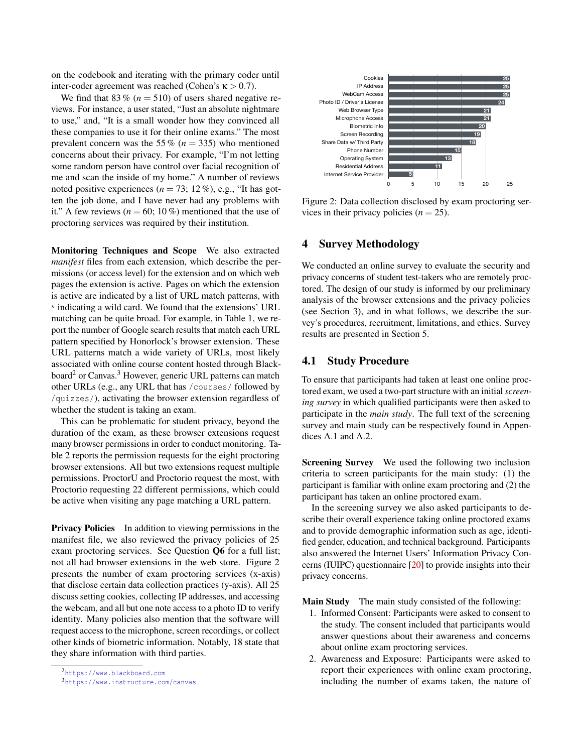on the codebook and iterating with the primary coder until inter-coder agreement was reached (Cohen's $\kappa > 0.7$).

We find that 83 % ($n = 510$) of users shared negative reviews. For instance, a user stated, "Just an absolute nightmare to use," and, "It is a small wonder how they convinced all these companies to use it for their online exams." The most prevalent concern was the 55 % ($n = 335$) who mentioned concerns about their privacy. For example, "I'm not letting some random person have control over facial recognition of me and scan the inside of my home." A number of reviews noted positive experiences ($n = 73$; 12 %), e.g., "It has gotten the job done, and I have never had any problems with it." A few reviews ($n = 60$; 10 %) mentioned that the use of proctoring services was required by their institution.

**Monitoring Techniques and Scope** We also extracted *manifest* files from each extension, which describe the permissions (or access level) for the extension and on which web pages the extension is active. Pages on which the extension is active are indicated by a list of URL match patterns, with * indicating a wild card. We found that the extensions' URL matching can be quite broad. For example, in Table 1, we report the number of Google search results that match each URL pattern specified by Honorlock's browser extension. These URL patterns match a wide variety of URLs, most likely associated with online course content hosted through Blackboard[2] or Canvas.[3] However, generic URL patterns can match other URLs (e.g., any URL that has `/courses/` followed by `/quizzes/`), activating the browser extension regardless of whether the student is taking an exam.

This can be problematic for student privacy, beyond the duration of the exam, as these browser extensions request many browser permissions in order to conduct monitoring. Table 2 reports the permission requests for the eight proctoring browser extensions. All but two extensions request multiple permissions. ProctorU and Proctorio request the most, with Proctorio requesting 22 different permissions, which could be active when visiting any page matching a URL pattern.

**Privacy Policies** In addition to viewing permissions in the manifest file, we also reviewed the privacy policies of 25 exam proctoring services. See Question **Q6** for a full list; not all had browser extensions in the web store. Figure 2 presents the number of exam proctoring services (x-axis) that disclose certain data collection practices (y-axis). All 25 discuss setting cookies, collecting IP addresses, and accessing the webcam, and all but one note access to a photo ID to verify identity. Many policies also mention that the software will request access to the microphone, screen recordings, or collect other kinds of biometric information. Notably, 18 state that they share information with third parties.

[2] https://www.blackboard.com

[3] https://www.instructure.com/canvas

| Data collection | Number of services |
|---|---|
| Cookies | 25 |
| IP Address | 25 |
| WebCam Access | 25 |
| Photo ID / Driver's License | 24 |
| Web Browser Type | 21 |
| Microphone Access | 21 |
| Biometric Info | 20 |
| Screen Recording | 19 |
| Share Data w/ Third Party | 18 |
| Phone Number | 15 |
| Operating System | 13 |
| Residential Address | 11 |
| Internet Service Provider | 5 |

Figure 2: Data collection disclosed by exam proctoring services in their privacy policies ($n = 25$).

## 4 Survey Methodology

We conducted an online survey to evaluate the security and privacy concerns of student test-takers who are remotely proctored. The design of our study is informed by our preliminary analysis of the browser extensions and the privacy policies (see Section 3), and in what follows, we describe the survey's procedures, recruitment, limitations, and ethics. Survey results are presented in Section 5.

### 4.1 Study Procedure

To ensure that participants had taken at least one online proctored exam, we used a two-part structure with an initial *screening survey* in which qualified participants were then asked to participate in the *main study*. The full text of the screening survey and main study can be respectively found in Appendices A.1 and A.2.

**Screening Survey** We used the following two inclusion criteria to screen participants for the main study: (1) the participant is familiar with online exam proctoring and (2) the participant has taken an online proctored exam.

In the screening survey we also asked participants to describe their overall experience taking online proctored exams and to provide demographic information such as age, identified gender, education, and technical background. Participants also answered the Internet Users' Information Privacy Concerns (IUIPC) questionnaire [20] to provide insights into their privacy concerns.

**Main Study** The main study consisted of the following:

1. Informed Consent: Participants were asked to consent to the study. The consent included that participants would answer questions about their awareness and concerns about online exam proctoring services.
2. Awareness and Exposure: Participants were asked to report their experiences with online exam proctoring, including the number of exams taken, the nature of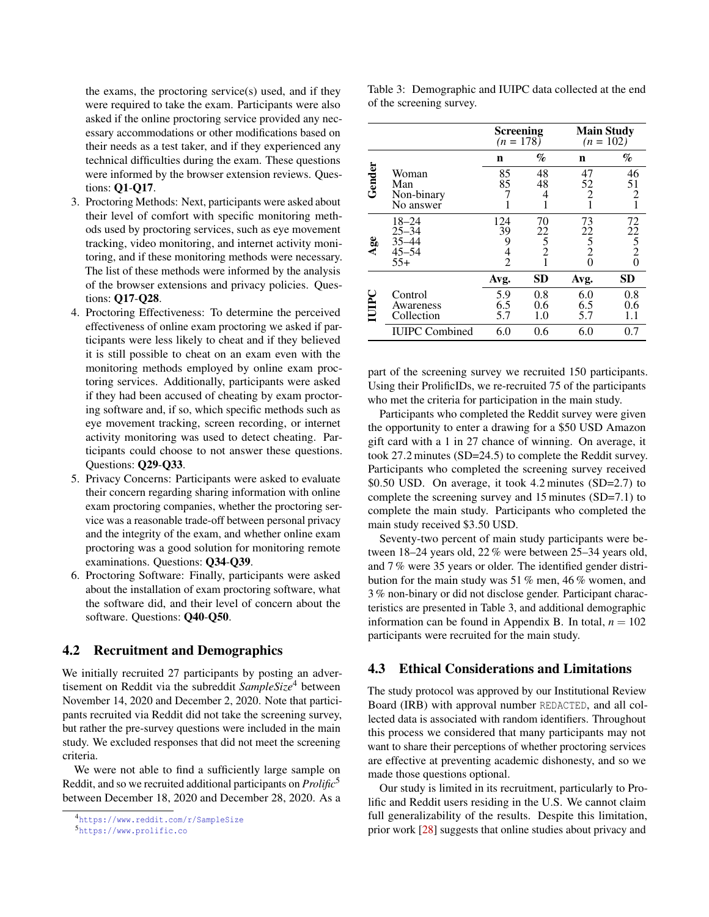the exams, the proctoring service(s) used, and if they were required to take the exam. Participants were also asked if the online proctoring service provided any necessary accommodations or other modifications based on their needs as a test taker, and if they experienced any technical difficulties during the exam. These questions were informed by the browser extension reviews. Questions: **Q1**-**Q17**.

3. Proctoring Methods: Next, participants were asked about their level of comfort with specific monitoring methods used by proctoring services, such as eye movement tracking, video monitoring, and internet activity monitoring, and if these monitoring methods were necessary. The list of these methods were informed by the analysis of the browser extensions and privacy policies. Questions: **Q17**-**Q28**.
4. Proctoring Effectiveness: To determine the perceived effectiveness of online exam proctoring we asked if participants were less likely to cheat and if they believed it is still possible to cheat on an exam even with the monitoring methods employed by online exam proctoring services. Additionally, participants were asked if they had been accused of cheating by exam proctoring software and, if so, which specific methods such as eye movement tracking, screen recording, or internet activity monitoring was used to detect cheating. Participants could choose to not answer these questions. Questions: **Q29**-**Q33**.
5. Privacy Concerns: Participants were asked to evaluate their concern regarding sharing information with online exam proctoring companies, whether the proctoring service was a reasonable trade-off between personal privacy and the integrity of the exam, and whether online exam proctoring was a good solution for monitoring remote examinations. Questions: **Q34**-**Q39**.
6. Proctoring Software: Finally, participants were asked about the installation of exam proctoring software, what the software did, and their level of concern about the software. Questions: **Q40**-**Q50**.

## 4.2 Recruitment and Demographics

We initially recruited 27 participants by posting an advertisement on Reddit via the subreddit *SampleSize*[4] between November 14, 2020 and December 2, 2020. Note that participants recruited via Reddit did not take the screening survey, but rather the pre-survey questions were included in the main study. We excluded responses that did not meet the screening criteria.

We were not able to find a sufficiently large sample on Reddit, and so we recruited additional participants on *Prolific*[5] between December 18, 2020 and December 28, 2020. As a part of the screening survey we recruited 150 participants. Using their ProlificIDs, we re-recruited 75 of the participants who met the criteria for participation in the main study.

Participants who completed the Reddit survey were given the opportunity to enter a drawing for a $50 USD Amazon gift card with a 1 in 27 chance of winning. On average, it took 27.2 minutes (SD=24.5) to complete the Reddit survey. Participants who completed the screening survey received $0.50 USD. On average, it took 4.2 minutes (SD=2.7) to complete the screening survey and 15 minutes (SD=7.1) to complete the main study. Participants who completed the main study received $3.50 USD.

Seventy-two percent of main study participants were between 18–24 years old, 22 % were between 25–34 years old, and 7 % were 35 years or older. The identified gender distribution for the main study was 51 % men, 46 % women, and 3 % non-binary or did not disclose gender. Participant characteristics are presented in Table 3, and additional demographic information can be found in Appendix B. In total, $n = 102$ participants were recruited for the main study.

Table 3: Demographic and IUIPC data collected at the end of the screening survey.

| | | Screening ($n$ = 178) | | Main Study ($n$ = 102) | |
|---|---|---|---|---|---|
| | | **n** | **%** | **n** | **%** |
| **Gender** | Woman | 85 | 48 | 47 | 46 |
| | Man | 85 | 48 | 52 | 51 |
| | Non-binary | 7 | 4 | 2 | 2 |
| | No answer | 1 | 1 | 1 | 1 |
| **Age** | 18–24 | 124 | 70 | 73 | 72 |
| | 25–34 | 39 | 22 | 22 | 22 |
| | 35–44 | 9 | 5 | 5 | 5 |
| | 45–54 | 4 | 2 | 2 | 2 |
| | 55+ | 2 | 1 | 0 | 0 |
| | | **Avg.** | **SD** | **Avg.** | **SD** |
| **IUIPC** | Control | 5.9 | 0.8 | 6.0 | 0.8 |
| | Awareness | 6.5 | 0.6 | 6.5 | 0.6 |
| | Collection | 5.7 | 1.0 | 5.7 | 1.1 |
| | IUIPC Combined | 6.0 | 0.6 | 6.0 | 0.7 |

## 4.3 Ethical Considerations and Limitations

The study protocol was approved by our Institutional Review Board (IRB) with approval number REDACTED, and all collected data is associated with random identifiers. Throughout this process we considered that many participants may not want to share their perceptions of whether proctoring services are effective at preventing academic dishonesty, and so we made those questions optional.

Our study is limited in its recruitment, particularly to Prolific and Reddit users residing in the U.S. We cannot claim full generalizability of the results. Despite this limitation, prior work [28] suggests that online studies about privacy and

[4] https://www.reddit.com/r/SampleSize

[5] https://www.prolific.co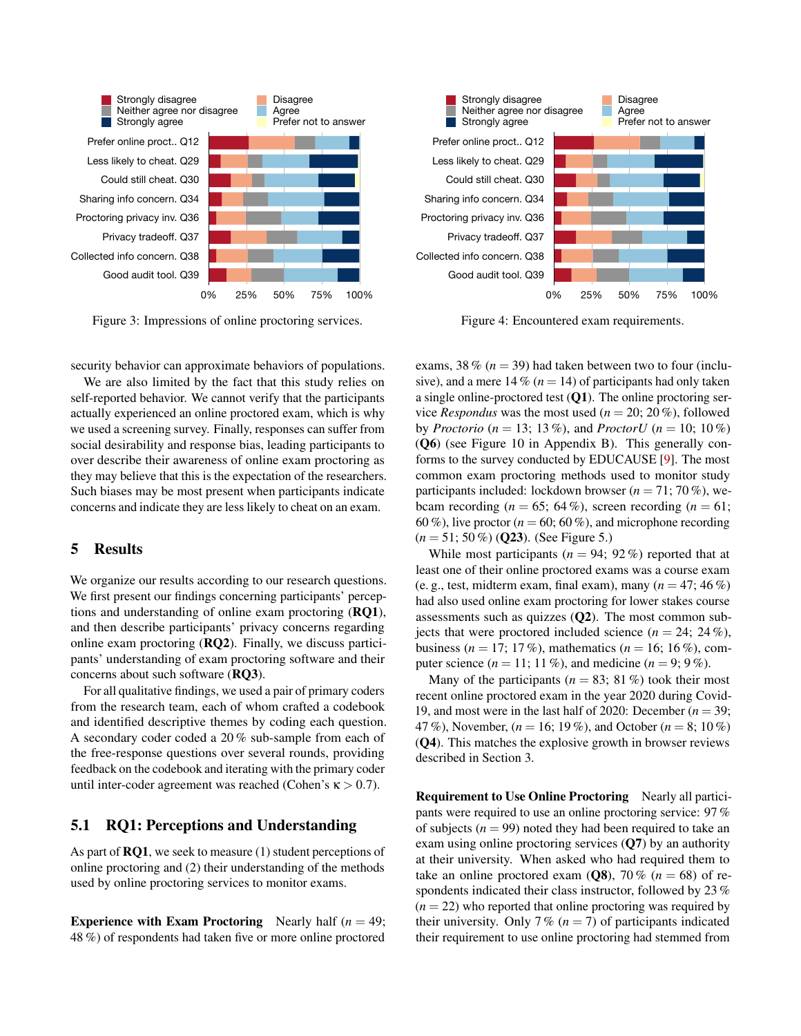Figure 3: Impressions of online proctoring services.

Figure 4: Encountered exam requirements.

security behavior can approximate behaviors of populations.

We are also limited by the fact that this study relies on self-reported behavior. We cannot verify that the participants actually experienced an online proctored exam, which is why we used a screening survey. Finally, responses can suffer from social desirability and response bias, leading participants to over describe their awareness of online exam proctoring as they may believe that this is the expectation of the researchers. Such biases may be most present when participants indicate concerns and indicate they are less likely to cheat on an exam.

## 5 Results

We organize our results according to our research questions. We first present our findings concerning participants' perceptions and understanding of online exam proctoring (**RQ1**), and then describe participants' privacy concerns regarding online exam proctoring (**RQ2**). Finally, we discuss participants' understanding of exam proctoring software and their concerns about such software (**RQ3**).

For all qualitative findings, we used a pair of primary coders from the research team, each of whom crafted a codebook and identified descriptive themes by coding each question. A secondary coder coded a 20 % sub-sample from each of the free-response questions over several rounds, providing feedback on the codebook and iterating with the primary coder until inter-coder agreement was reached (Cohen's $\kappa > 0.7$).

### 5.1 RQ1: Perceptions and Understanding

As part of **RQ1**, we seek to measure (1) student perceptions of online proctoring and (2) their understanding of the methods used by online proctoring services to monitor exams.

**Experience with Exam Proctoring** Nearly half ($n = 49$; 48 %) of respondents had taken five or more online proctored exams, 38 % ($n = 39$) had taken between two to four (inclusive), and a mere 14 % ($n = 14$) of participants had only taken a single online-proctored test (**Q1**). The online proctoring service *Respondus* was the most used ($n = 20$; 20 %), followed by *Proctorio* ($n = 13$; 13 %), and *ProctorU* ($n = 10$; 10 %) (**Q6**) (see Figure 10 in Appendix B). This generally conforms to the survey conducted by EDUCAUSE [9]. The most common exam proctoring methods used to monitor study participants included: lockdown browser ($n = 71$; 70 %), webcam recording ($n = 65$; 64 %), screen recording ($n = 61$; 60 %), live proctor ($n = 60$; 60 %), and microphone recording ($n = 51$; 50 %) (**Q23**). (See Figure 5.)

While most participants ($n = 94$; 92 %) reported that at least one of their online proctored exams was a course exam (e. g., test, midterm exam, final exam), many ($n = 47$; 46 %) had also used online exam proctoring for lower stakes course assessments such as quizzes (**Q2**). The most common subjects that were proctored included science ($n = 24$; 24 %), business ($n = 17$; 17 %), mathematics ($n = 16$; 16 %), computer science ($n = 11$; 11 %), and medicine ($n = 9$; 9 %).

Many of the participants ($n = 83$; 81 %) took their most recent online proctored exam in the year 2020 during Covid-19, and most were in the last half of 2020: December ($n = 39$; 47 %), November, ($n = 16$; 19 %), and October ($n = 8$; 10 %) (**Q4**). This matches the explosive growth in browser reviews described in Section 3.

**Requirement to Use Online Proctoring** Nearly all participants were required to use an online proctoring service: 97 % of subjects ($n = 99$) noted they had been required to take an exam using online proctoring services (**Q7**) by an authority at their university. When asked who had required them to take an online proctored exam (**Q8**), 70 % ($n = 68$) of respondents indicated their class instructor, followed by 23 % ($n = 22$) who reported that online proctoring was required by their university. Only 7 % ($n = 7$) of participants indicated their requirement to use online proctoring had stemmed from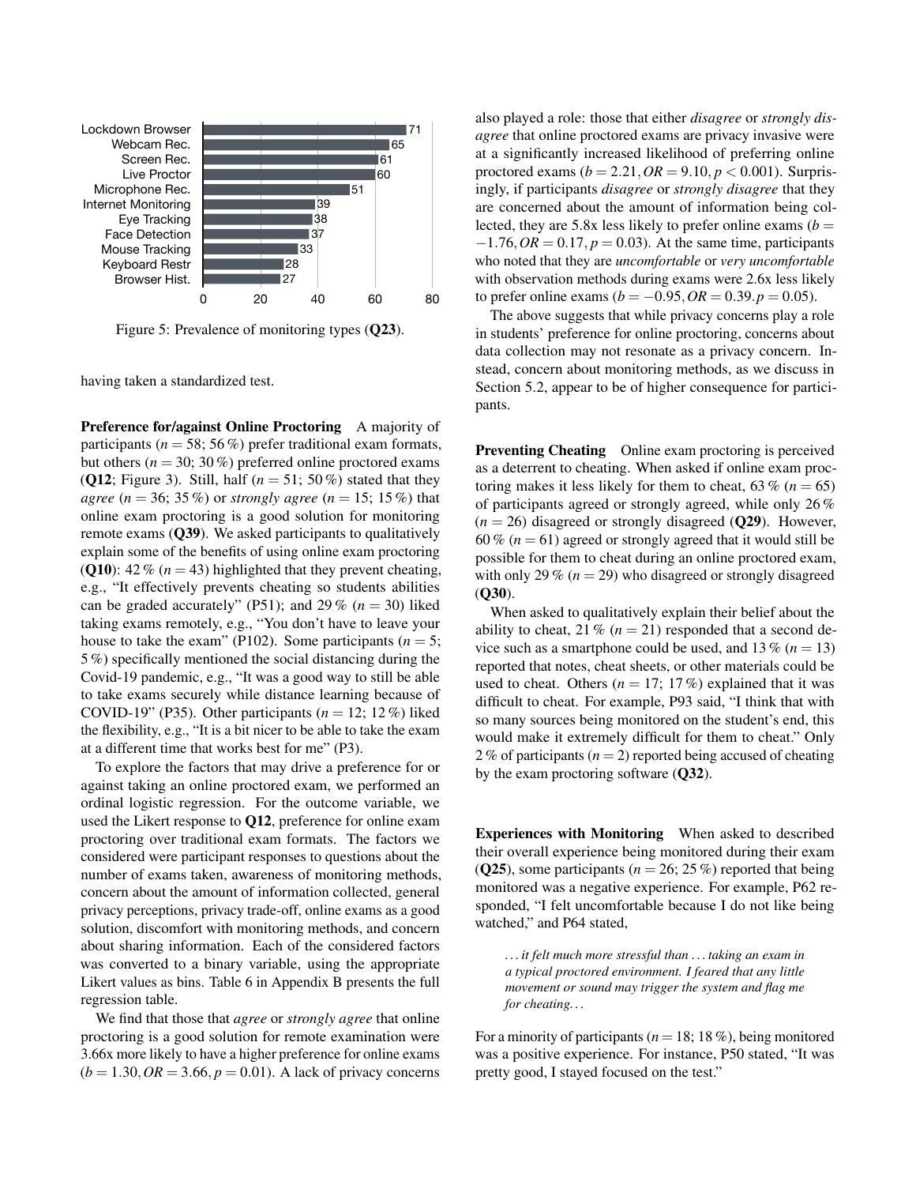| Monitoring type | Count |
|---|---|
| Lockdown Browser | 71 |
| Webcam Rec. | 65 |
| Screen Rec. | 61 |
| Live Proctor | 60 |
| Microphone Rec. | 51 |
| Internet Monitoring | 39 |
| Eye Tracking | 38 |
| Face Detection | 37 |
| Mouse Tracking | 33 |
| Keyboard Restr | 28 |
| Browser Hist. | 27 |

Figure 5: Prevalence of monitoring types (**Q23**).

having taken a standardized test.

**Preference for/against Online Proctoring** A majority of participants ($n = 58$; 56 %) prefer traditional exam formats, but others ($n = 30$; 30 %) preferred online proctored exams (**Q12**; Figure 3). Still, half ($n = 51$; 50 %) stated that they *agree* ($n = 36$; 35 %) or *strongly agree* ($n = 15$; 15 %) that online exam proctoring is a good solution for monitoring remote exams (**Q39**). We asked participants to qualitatively explain some of the benefits of using online exam proctoring (**Q10**): 42 % ($n = 43$) highlighted that they prevent cheating, e.g., "It effectively prevents cheating so students abilities can be graded accurately" (P51); and 29 % ($n = 30$) liked taking exams remotely, e.g., "You don't have to leave your house to take the exam" (P102). Some participants ($n = 5$; 5 %) specifically mentioned the social distancing during the Covid-19 pandemic, e.g., "It was a good way to still be able to take exams securely while distance learning because of COVID-19" (P35). Other participants ($n = 12$; 12 %) liked the flexibility, e.g., "It is a bit nicer to be able to take the exam at a different time that works best for me" (P3).

To explore the factors that may drive a preference for or against taking an online proctored exam, we performed an ordinal logistic regression. For the outcome variable, we used the Likert response to **Q12**, preference for online exam proctoring over traditional exam formats. The factors we considered were participant responses to questions about the number of exams taken, awareness of monitoring methods, concern about the amount of information collected, general privacy perceptions, privacy trade-off, online exams as a good solution, discomfort with monitoring methods, and concern about sharing information. Each of the considered factors was converted to a binary variable, using the appropriate Likert values as bins. Table 6 in Appendix B presents the full regression table.

We find that those that *agree* or *strongly agree* that online proctoring is a good solution for remote examination were 3.66x more likely to have a higher preference for online exams ($b = 1.30, OR = 3.66, p = 0.01$). A lack of privacy concerns also played a role: those that either *disagree* or *strongly disagree* that online proctored exams are privacy invasive were at a significantly increased likelihood of preferring online proctored exams ($b = 2.21, OR = 9.10, p < 0.001$). Surprisingly, if participants *disagree* or *strongly disagree* that they are concerned about the amount of information being collected, they are 5.8x less likely to prefer online exams ($b = -1.76, OR = 0.17, p = 0.03$). At the same time, participants who noted that they are *uncomfortable* or *very uncomfortable* with observation methods during exams were 2.6x less likely to prefer online exams ($b = -0.95, OR = 0.39. p = 0.05$).

The above suggests that while privacy concerns play a role in students' preference for online proctoring, concerns about data collection may not resonate as a privacy concern. Instead, concern about monitoring methods, as we discuss in Section 5.2, appear to be of higher consequence for participants.

**Preventing Cheating** Online exam proctoring is perceived as a deterrent to cheating. When asked if online exam proctoring makes it less likely for them to cheat, 63 % ($n = 65$) of participants agreed or strongly agreed, while only 26 % ($n = 26$) disagreed or strongly disagreed (**Q29**). However, 60 % ($n = 61$) agreed or strongly agreed that it would still be possible for them to cheat during an online proctored exam, with only 29 % ($n = 29$) who disagreed or strongly disagreed (**Q30**).

When asked to qualitatively explain their belief about the ability to cheat, 21 % ($n = 21$) responded that a second device such as a smartphone could be used, and 13 % ($n = 13$) reported that notes, cheat sheets, or other materials could be used to cheat. Others ($n = 17$; 17 %) explained that it was difficult to cheat. For example, P93 said, "I think that with so many sources being monitored on the student's end, this would make it extremely difficult for them to cheat." Only 2 % of participants ($n = 2$) reported being accused of cheating by the exam proctoring software (**Q32**).

**Experiences with Monitoring** When asked to described their overall experience being monitored during their exam (**Q25**), some participants ($n = 26$; 25 %) reported that being monitored was a negative experience. For example, P62 responded, "I felt uncomfortable because I do not like being watched," and P64 stated,

> *...it felt much more stressful than ... taking an exam in a typical proctored environment. I feared that any little movement or sound may trigger the system and flag me for cheating...*

For a minority of participants ($n = 18$; 18 %), being monitored was a positive experience. For instance, P50 stated, "It was pretty good, I stayed focused on the test."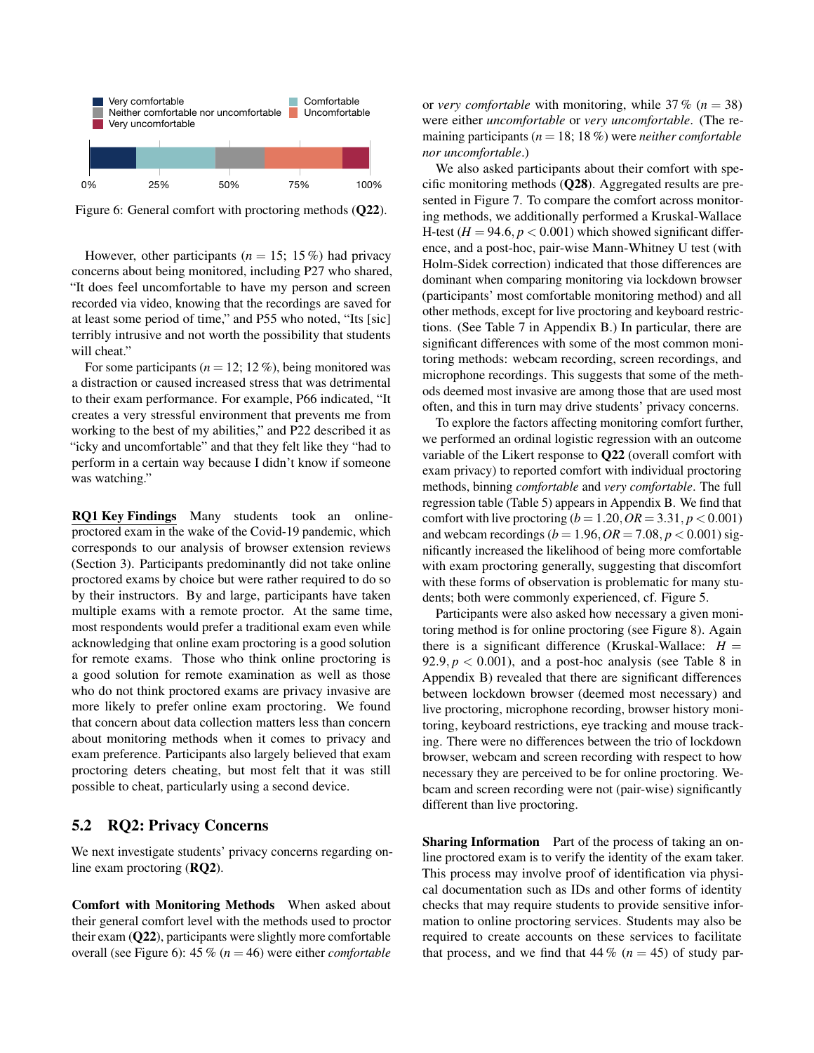Figure 6: General comfort with proctoring methods (**Q22**).

However, other participants ($n = 15$; 15 %) had privacy concerns about being monitored, including P27 who shared, "It does feel uncomfortable to have my person and screen recorded via video, knowing that the recordings are saved for at least some period of time," and P55 who noted, "Its [sic] terribly intrusive and not worth the possibility that students will cheat."

For some participants ($n = 12$; 12 %), being monitored was a distraction or caused increased stress that was detrimental to their exam performance. For example, P66 indicated, "It creates a very stressful environment that prevents me from working to the best of my abilities," and P22 described it as "icky and uncomfortable" and that they felt like they "had to perform in a certain way because I didn't know if someone was watching."

**RQ1 Key Findings** Many students took an online-proctored exam in the wake of the Covid-19 pandemic, which corresponds to our analysis of browser extension reviews (Section 3). Participants predominantly did not take online proctored exams by choice but were rather required to do so by their instructors. By and large, participants have taken multiple exams with a remote proctor. At the same time, most respondents would prefer a traditional exam even while acknowledging that online exam proctoring is a good solution for remote exams. Those who think online proctoring is a good solution for remote examination as well as those who do not think proctored exams are privacy invasive are more likely to prefer online exam proctoring. We found that concern about data collection matters less than concern about monitoring methods when it comes to privacy and exam preference. Participants also largely believed that exam proctoring deters cheating, but most felt that it was still possible to cheat, particularly using a second device.

## 5.2 RQ2: Privacy Concerns

We next investigate students' privacy concerns regarding online exam proctoring (**RQ2**).

**Comfort with Monitoring Methods** When asked about their general comfort level with the methods used to proctor their exam (**Q22**), participants were slightly more comfortable overall (see Figure 6): 45 % ($n = 46$) were either *comfortable* or *very comfortable* with monitoring, while 37 % ($n = 38$) were either *uncomfortable* or *very uncomfortable*. (The remaining participants ($n = 18$; 18 %) were *neither comfortable nor uncomfortable*.)

We also asked participants about their comfort with specific monitoring methods (**Q28**). Aggregated results are presented in Figure 7. To compare the comfort across monitoring methods, we additionally performed a Kruskal-Wallace H-test ($H = 94.6, p < 0.001$) which showed significant difference, and a post-hoc, pair-wise Mann-Whitney U test (with Holm-Sidek correction) indicated that those differences are dominant when comparing monitoring via lockdown browser (participants' most comfortable monitoring method) and all other methods, except for live proctoring and keyboard restrictions. (See Table 7 in Appendix B.) In particular, there are significant differences with some of the most common monitoring methods: webcam recording, screen recordings, and microphone recordings. This suggests that some of the methods deemed most invasive are among those that are used most often, and this in turn may drive students' privacy concerns.

To explore the factors affecting monitoring comfort further, we performed an ordinal logistic regression with an outcome variable of the Likert response to **Q22** (overall comfort with exam privacy) to reported comfort with individual proctoring methods, binning *comfortable* and *very comfortable*. The full regression table (Table 5) appears in Appendix B. We find that comfort with live proctoring ($b = 1.20, OR = 3.31, p < 0.001$) and webcam recordings ($b = 1.96, OR = 7.08, p < 0.001$) significantly increased the likelihood of being more comfortable with exam proctoring generally, suggesting that discomfort with these forms of observation is problematic for many students; both were commonly experienced, cf. Figure 5.

Participants were also asked how necessary a given monitoring method is for online proctoring (see Figure 8). Again there is a significant difference (Kruskal-Wallace: $H = 92.9, p < 0.001$), and a post-hoc analysis (see Table 8 in Appendix B) revealed that there are significant differences between lockdown browser (deemed most necessary) and live proctoring, microphone recording, browser history monitoring, keyboard restrictions, eye tracking and mouse tracking. There were no differences between the trio of lockdown browser, webcam and screen recording with respect to how necessary they are perceived to be for online proctoring. Webcam and screen recording were not (pair-wise) significantly different than live proctoring.

**Sharing Information** Part of the process of taking an online proctored exam is to verify the identity of the exam taker. This process may involve proof of identification via physical documentation such as IDs and other forms of identity checks that may require students to provide sensitive information to online proctoring services. Students may also be required to create accounts on these services to facilitate that process, and we find that 44 % ($n = 45$) of study par-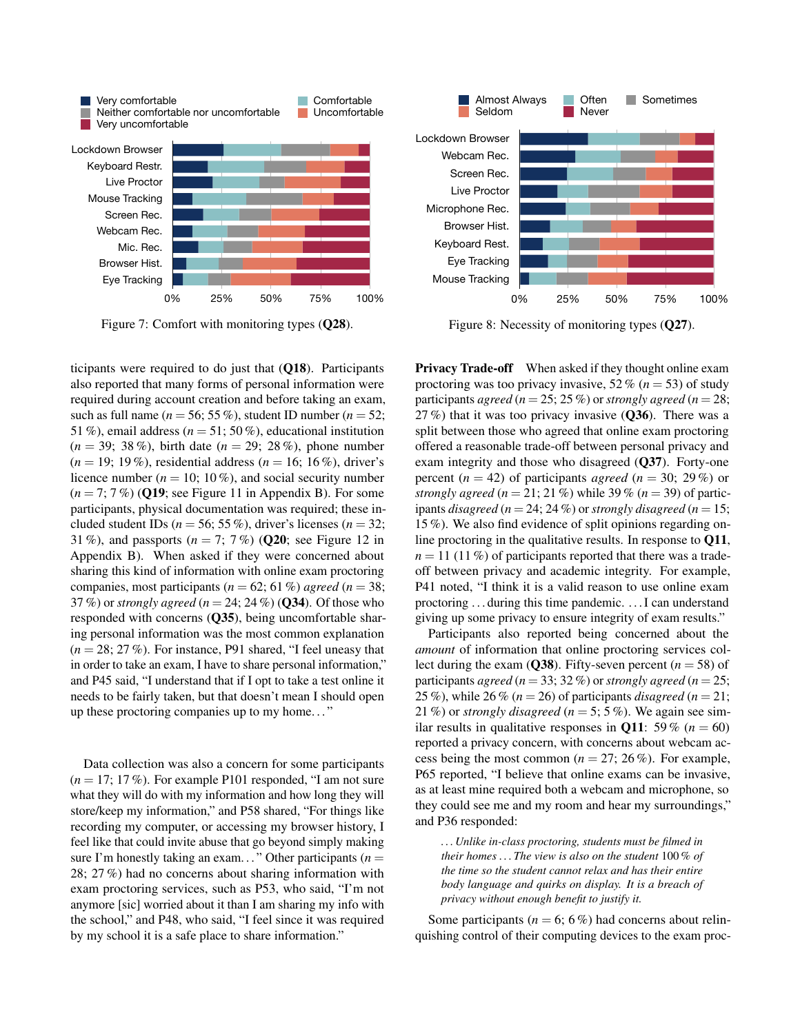Figure 7: Comfort with monitoring types (**Q28**).

Figure 8: Necessity of monitoring types (**Q27**).

ticipants were required to do just that (**Q18**). Participants also reported that many forms of personal information were required during account creation and before taking an exam, such as full name ($n = 56$; 55 %), student ID number ($n = 52$; 51 %), email address ($n = 51$; 50 %), educational institution ($n = 39$; 38 %), birth date ($n = 29$; 28 %), phone number ($n = 19$; 19 %), residential address ($n = 16$; 16 %), driver's licence number ($n = 10$; 10 %), and social security number ($n = 7$; 7 %) (**Q19**; see Figure 11 in Appendix B). For some participants, physical documentation was required; these included student IDs ($n = 56$; 55 %), driver's licenses ($n = 32$; 31 %), and passports ($n = 7$; 7 %) (**Q20**; see Figure 12 in Appendix B). When asked if they were concerned about sharing this kind of information with online exam proctoring companies, most participants ($n = 62$; 61 %) *agreed* ($n = 38$; 37 %) or *strongly agreed* ($n = 24$; 24 %) (**Q34**). Of those who responded with concerns (**Q35**), being uncomfortable sharing personal information was the most common explanation ($n = 28$; 27 %). For instance, P91 shared, "I feel uneasy that in order to take an exam, I have to share personal information," and P45 said, "I understand that if I opt to take a test online it needs to be fairly taken, but that doesn't mean I should open up these proctoring companies up to my home…"

Data collection was also a concern for some participants ($n = 17$; 17 %). For example P101 responded, "I am not sure what they will do with my information and how long they will store/keep my information," and P58 shared, "For things like recording my computer, or accessing my browser history, I feel like that could invite abuse that go beyond simply making sure I'm honestly taking an exam…" Other participants ($n = 28$; 27 %) had no concerns about sharing information with exam proctoring services, such as P53, who said, "I'm not anymore [sic] worried about it than I am sharing my info with the school," and P48, who said, "I feel since it was required by my school it is a safe place to share information."

**Privacy Trade-off** When asked if they thought online exam proctoring was too privacy invasive, 52 % ($n = 53$) of study participants *agreed* ($n = 25$; 25 %) or *strongly agreed* ($n = 28$; 27 %) that it was too privacy invasive (**Q36**). There was a split between those who agreed that online exam proctoring offered a reasonable trade-off between personal privacy and exam integrity and those who disagreed (**Q37**). Forty-one percent ($n = 42$) of participants *agreed* ($n = 30$; 29 %) or *strongly agreed* ($n = 21$; 21 %) while 39 % ($n = 39$) of participants *disagreed* ($n = 24$; 24 %) or *strongly disagreed* ($n = 15$; 15 %). We also find evidence of split opinions regarding online proctoring in the qualitative results. In response to **Q11**, $n = 11$ (11 %) of participants reported that there was a trade-off between privacy and academic integrity. For example, P41 noted, "I think it is a valid reason to use online exam proctoring …during this time pandemic. …I can understand giving up some privacy to ensure integrity of exam results."

Participants also reported being concerned about the *amount* of information that online proctoring services collect during the exam (**Q38**). Fifty-seven percent ($n = 58$) of participants *agreed* ($n = 33$; 32 %) or *strongly agreed* ($n = 25$; 25 %), while 26 % ($n = 26$) of participants *disagreed* ($n = 21$; 21 %) or *strongly disagreed* ($n = 5$; 5 %). We again see similar results in qualitative responses in **Q11**: 59 % ($n = 60$) reported a privacy concern, with concerns about webcam access being the most common ($n = 27$; 26 %). For example, P65 reported, "I believe that online exams can be invasive, as at least mine required both a webcam and microphone, so they could see me and my room and hear my surroundings," and P36 responded:

> *…Unlike in-class proctoring, students must be filmed in their homes …The view is also on the student 100 % of the time so the student cannot relax and has their entire body language and quirks on display. It is a breach of privacy without enough benefit to justify it.*

Some participants ($n = 6$; 6 %) had concerns about relinquishing control of their computing devices to the exam proc-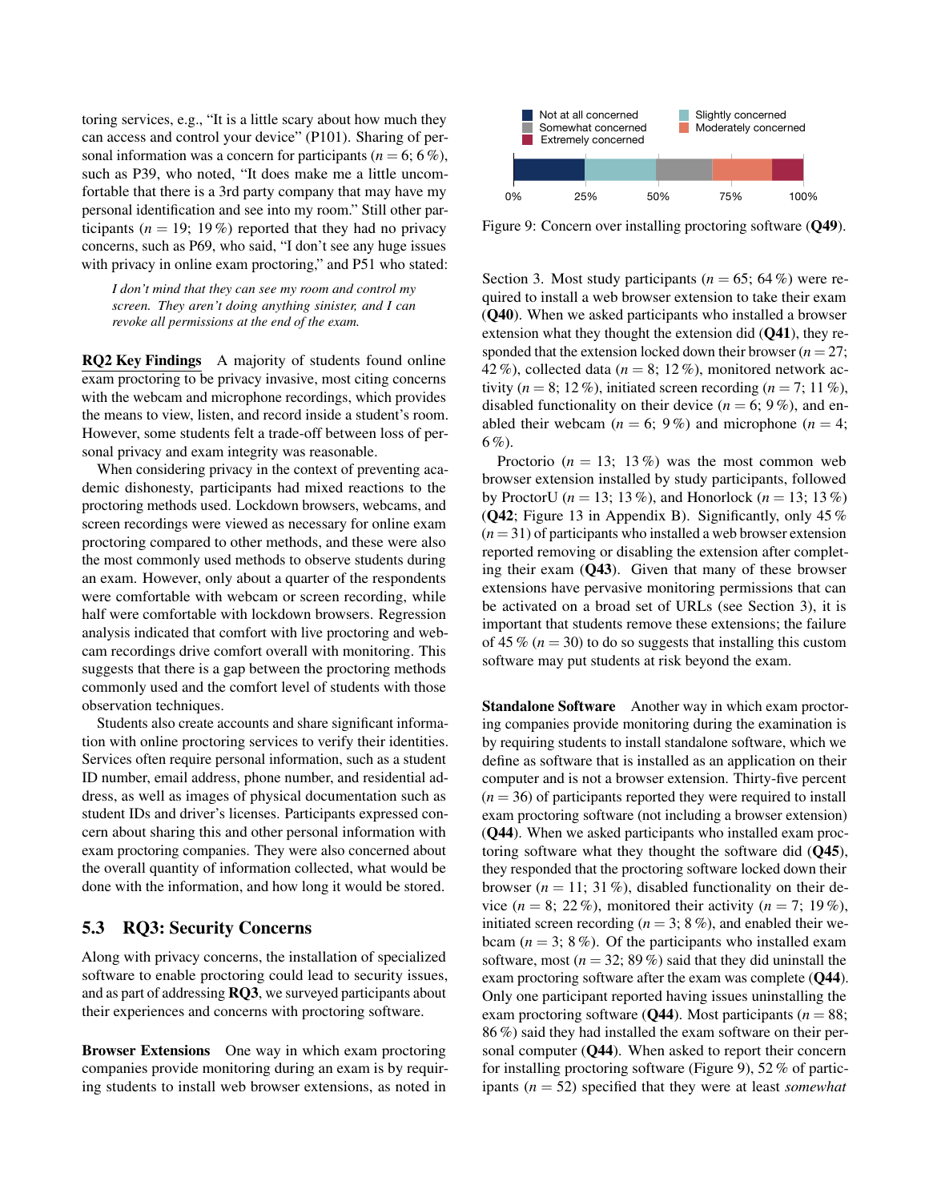toring services, e.g., "It is a little scary about how much they can access and control your device" (P101). Sharing of personal information was a concern for participants ($n = 6$; 6 %), such as P39, who noted, "It does make me a little uncomfortable that there is a 3rd party company that may have my personal identification and see into my room." Still other participants ($n = 19$; 19 %) reported that they had no privacy concerns, such as P69, who said, "I don't see any huge issues with privacy in online exam proctoring," and P51 who stated:

> *I don't mind that they can see my room and control my screen. They aren't doing anything sinister, and I can revoke all permissions at the end of the exam.*

**RQ2 Key Findings** A majority of students found online exam proctoring to be privacy invasive, most citing concerns with the webcam and microphone recordings, which provides the means to view, listen, and record inside a student's room. However, some students felt a trade-off between loss of personal privacy and exam integrity was reasonable.

When considering privacy in the context of preventing academic dishonesty, participants had mixed reactions to the proctoring methods used. Lockdown browsers, webcams, and screen recordings were viewed as necessary for online exam proctoring compared to other methods, and these were also the most commonly used methods to observe students during an exam. However, only about a quarter of the respondents were comfortable with webcam or screen recording, while half were comfortable with lockdown browsers. Regression analysis indicated that comfort with live proctoring and webcam recordings drive comfort overall with monitoring. This suggests that there is a gap between the proctoring methods commonly used and the comfort level of students with those observation techniques.

Students also create accounts and share significant information with online proctoring services to verify their identities. Services often require personal information, such as a student ID number, email address, phone number, and residential address, as well as images of physical documentation such as student IDs and driver's licenses. Participants expressed concern about sharing this and other personal information with exam proctoring companies. They were also concerned about the overall quantity of information collected, what would be done with the information, and how long it would be stored.

## 5.3 RQ3: Security Concerns

Along with privacy concerns, the installation of specialized software to enable proctoring could lead to security issues, and as part of addressing **RQ3**, we surveyed participants about their experiences and concerns with proctoring software.

**Browser Extensions** One way in which exam proctoring companies provide monitoring during an exam is by requiring students to install web browser extensions, as noted in Section 3. Most study participants ($n = 65$; 64 %) were required to install a web browser extension to take their exam (**Q40**). When we asked participants who installed a browser extension what they thought the extension did (**Q41**), they responded that the extension locked down their browser ($n = 27$; 42 %), collected data ($n = 8$; 12 %), monitored network activity ($n = 8$; 12 %), initiated screen recording ($n = 7$; 11 %), disabled functionality on their device ($n = 6$; 9 %), and enabled their webcam ($n = 6$; 9 %) and microphone ($n = 4$; 6 %).

Proctorio ($n = 13$; 13 %) was the most common web browser extension installed by study participants, followed by ProctorU ($n = 13$; 13 %), and Honorlock ($n = 13$; 13 %) (**Q42**; Figure 13 in Appendix B). Significantly, only 45 % ($n = 31$) of participants who installed a web browser extension reported removing or disabling the extension after completing their exam (**Q43**). Given that many of these browser extensions have pervasive monitoring permissions that can be activated on a broad set of URLs (see Section 3), it is important that students remove these extensions; the failure of 45 % ($n = 30$) to do so suggests that installing this custom software may put students at risk beyond the exam.

Not at all concerned | Slightly concerned | Somewhat concerned | Moderately concerned | Extremely concerned

0% 25% 50% 75% 100%

Figure 9: Concern over installing proctoring software (**Q49**).

**Standalone Software** Another way in which exam proctoring companies provide monitoring during the examination is by requiring students to install standalone software, which we define as software that is installed as an application on their computer and is not a browser extension. Thirty-five percent ($n = 36$) of participants reported they were required to install exam proctoring software (not including a browser extension) (**Q44**). When we asked participants who installed exam proctoring software what they thought the software did (**Q45**), they responded that the proctoring software locked down their browser ($n = 11$; 31 %), disabled functionality on their device ($n = 8$; 22 %), monitored their activity ($n = 7$; 19 %), initiated screen recording ($n = 3$; 8 %), and enabled their webcam ($n = 3$; 8 %). Of the participants who installed exam software, most ($n = 32$; 89 %) said that they did uninstall the exam proctoring software after the exam was complete (**Q44**). Only one participant reported having issues uninstalling the exam proctoring software (**Q44**). Most participants ($n = 88$; 86 %) said they had installed the exam software on their personal computer (**Q44**). When asked to report their concern for installing proctoring software (Figure 9), 52 % of participants ($n = 52$) specified that they were at least *somewhat*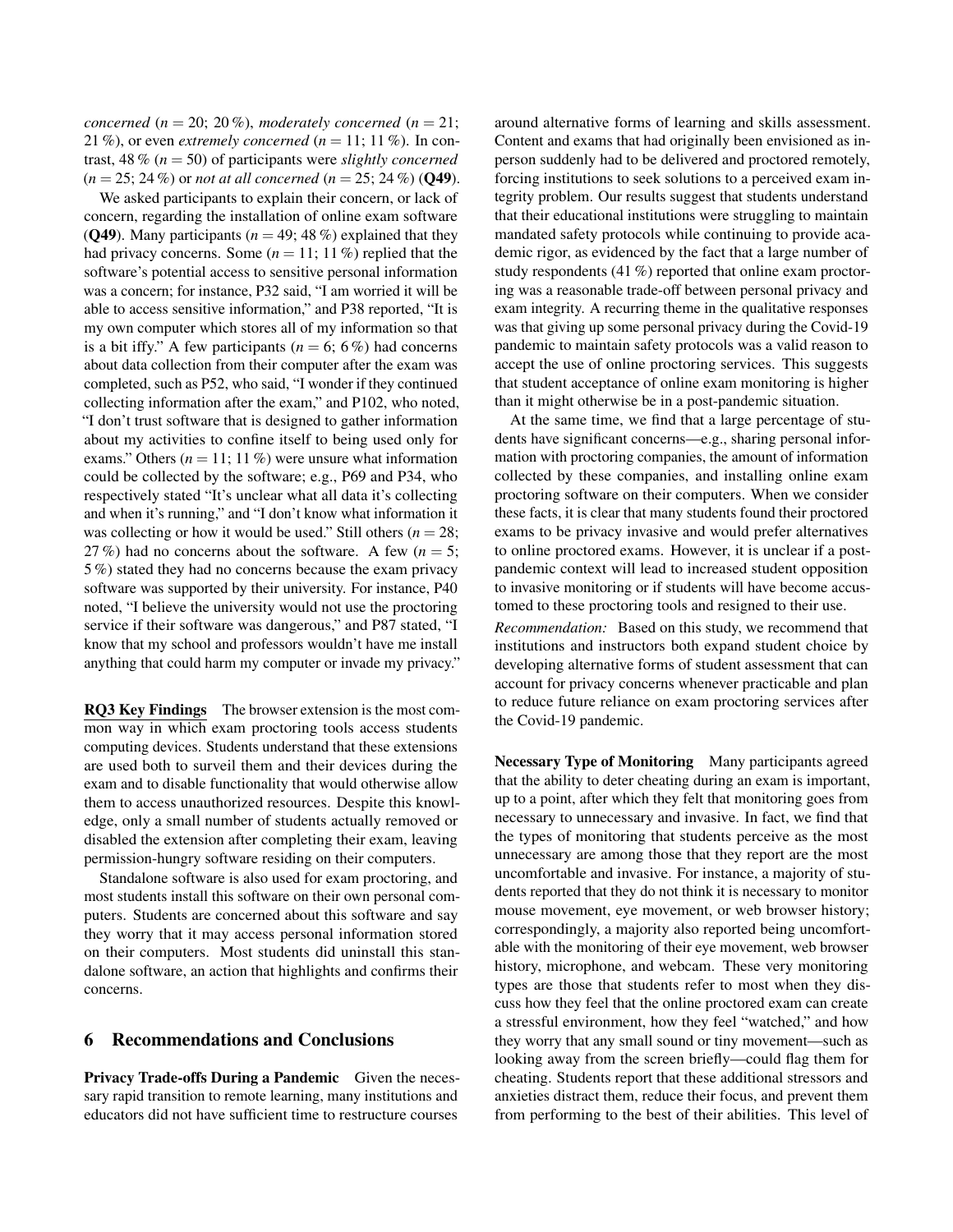*concerned* ($n = 20$; 20 %), *moderately concerned* ($n = 21$; 21 %), or even *extremely concerned* ($n = 11$; 11 %). In contrast, 48 % ($n = 50$) of participants were *slightly concerned* ($n = 25$; 24 %) or *not at all concerned* ($n = 25$; 24 %) (**Q49**).

We asked participants to explain their concern, or lack of concern, regarding the installation of online exam software (**Q49**). Many participants ($n = 49$; 48 %) explained that they had privacy concerns. Some ($n = 11$; 11 %) replied that the software's potential access to sensitive personal information was a concern; for instance, P32 said, "I am worried it will be able to access sensitive information," and P38 reported, "It is my own computer which stores all of my information so that is a bit iffy." A few participants ($n = 6$; 6 %) had concerns about data collection from their computer after the exam was completed, such as P52, who said, "I wonder if they continued collecting information after the exam," and P102, who noted, "I don't trust software that is designed to gather information about my activities to confine itself to being used only for exams." Others ($n = 11$; 11 %) were unsure what information could be collected by the software; e.g., P69 and P34, who respectively stated "It's unclear what all data it's collecting and when it's running," and "I don't know what information it was collecting or how it would be used." Still others ($n = 28$; 27 %) had no concerns about the software. A few ($n = 5$; 5 %) stated they had no concerns because the exam privacy software was supported by their university. For instance, P40 noted, "I believe the university would not use the proctoring service if their software was dangerous," and P87 stated, "I know that my school and professors wouldn't have me install anything that could harm my computer or invade my privacy."

**RQ3 Key Findings** The browser extension is the most common way in which exam proctoring tools access students computing devices. Students understand that these extensions are used both to surveil them and their devices during the exam and to disable functionality that would otherwise allow them to access unauthorized resources. Despite this knowledge, only a small number of students actually removed or disabled the extension after completing their exam, leaving permission-hungry software residing on their computers.

Standalone software is also used for exam proctoring, and most students install this software on their own personal computers. Students are concerned about this software and say they worry that it may access personal information stored on their computers. Most students did uninstall this standalone software, an action that highlights and confirms their concerns.

## 6 Recommendations and Conclusions

**Privacy Trade-offs During a Pandemic** Given the necessary rapid transition to remote learning, many institutions and educators did not have sufficient time to restructure courses around alternative forms of learning and skills assessment. Content and exams that had originally been envisioned as in-person suddenly had to be delivered and proctored remotely, forcing institutions to seek solutions to a perceived exam integrity problem. Our results suggest that students understand that their educational institutions were struggling to maintain mandated safety protocols while continuing to provide academic rigor, as evidenced by the fact that a large number of study respondents (41 %) reported that online exam proctoring was a reasonable trade-off between personal privacy and exam integrity. A recurring theme in the qualitative responses was that giving up some personal privacy during the Covid-19 pandemic to maintain safety protocols was a valid reason to accept the use of online proctoring services. This suggests that student acceptance of online exam monitoring is higher than it might otherwise be in a post-pandemic situation.

At the same time, we find that a large percentage of students have significant concerns—e.g., sharing personal information with proctoring companies, the amount of information collected by these companies, and installing online exam proctoring software on their computers. When we consider these facts, it is clear that many students found their proctored exams to be privacy invasive and would prefer alternatives to online proctored exams. However, it is unclear if a post-pandemic context will lead to increased student opposition to invasive monitoring or if students will have become accustomed to these proctoring tools and resigned to their use.

*Recommendation:* Based on this study, we recommend that institutions and instructors both expand student choice by developing alternative forms of student assessment that can account for privacy concerns whenever practicable and plan to reduce future reliance on exam proctoring services after the Covid-19 pandemic.

**Necessary Type of Monitoring** Many participants agreed that the ability to deter cheating during an exam is important, up to a point, after which they felt that monitoring goes from necessary to unnecessary and invasive. In fact, we find that the types of monitoring that students perceive as the most unnecessary are among those that they report are the most uncomfortable and invasive. For instance, a majority of students reported that they do not think it is necessary to monitor mouse movement, eye movement, or web browser history; correspondingly, a majority also reported being uncomfortable with the monitoring of their eye movement, web browser history, microphone, and webcam. These very monitoring types are those that students refer to most when they discuss how they feel that the online proctored exam can create a stressful environment, how they feel "watched," and how they worry that any small sound or tiny movement—such as looking away from the screen briefly—could flag them for cheating. Students report that these additional stressors and anxieties distract them, reduce their focus, and prevent them from performing to the best of their abilities. This level of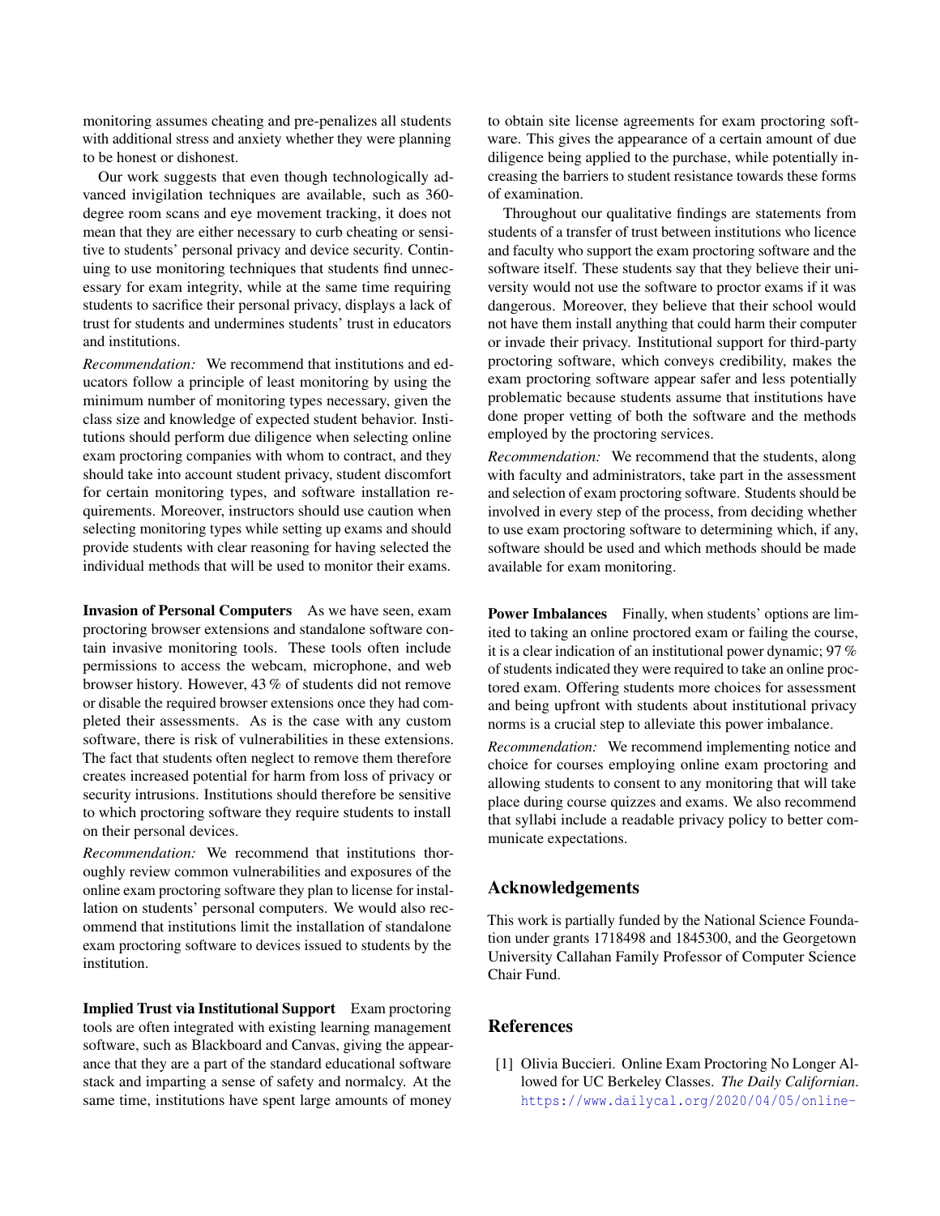monitoring assumes cheating and pre-penalizes all students with additional stress and anxiety whether they were planning to be honest or dishonest.

Our work suggests that even though technologically advanced invigilation techniques are available, such as 360-degree room scans and eye movement tracking, it does not mean that they are either necessary to curb cheating or sensitive to students' personal privacy and device security. Continuing to use monitoring techniques that students find unnecessary for exam integrity, while at the same time requiring students to sacrifice their personal privacy, displays a lack of trust for students and undermines students' trust in educators and institutions.

*Recommendation:* We recommend that institutions and educators follow a principle of least monitoring by using the minimum number of monitoring types necessary, given the class size and knowledge of expected student behavior. Institutions should perform due diligence when selecting online exam proctoring companies with whom to contract, and they should take into account student privacy, student discomfort for certain monitoring types, and software installation requirements. Moreover, instructors should use caution when selecting monitoring types while setting up exams and should provide students with clear reasoning for having selected the individual methods that will be used to monitor their exams.

**Invasion of Personal Computers** As we have seen, exam proctoring browser extensions and standalone software contain invasive monitoring tools. These tools often include permissions to access the webcam, microphone, and web browser history. However, 43 % of students did not remove or disable the required browser extensions once they had completed their assessments. As is the case with any custom software, there is risk of vulnerabilities in these extensions. The fact that students often neglect to remove them therefore creates increased potential for harm from loss of privacy or security intrusions. Institutions should therefore be sensitive to which proctoring software they require students to install on their personal devices.

*Recommendation:* We recommend that institutions thoroughly review common vulnerabilities and exposures of the online exam proctoring software they plan to license for installation on students' personal computers. We would also recommend that institutions limit the installation of standalone exam proctoring software to devices issued to students by the institution.

**Implied Trust via Institutional Support** Exam proctoring tools are often integrated with existing learning management software, such as Blackboard and Canvas, giving the appearance that they are a part of the standard educational software stack and imparting a sense of safety and normalcy. At the same time, institutions have spent large amounts of money to obtain site license agreements for exam proctoring software. This gives the appearance of a certain amount of due diligence being applied to the purchase, while potentially increasing the barriers to student resistance towards these forms of examination.

Throughout our qualitative findings are statements from students of a transfer of trust between institutions who licence and faculty who support the exam proctoring software and the software itself. These students say that they believe their university would not use the software to proctor exams if it was dangerous. Moreover, they believe that their school would not have them install anything that could harm their computer or invade their privacy. Institutional support for third-party proctoring software, which conveys credibility, makes the exam proctoring software appear safer and less potentially problematic because students assume that institutions have done proper vetting of both the software and the methods employed by the proctoring services.

*Recommendation:* We recommend that the students, along with faculty and administrators, take part in the assessment and selection of exam proctoring software. Students should be involved in every step of the process, from deciding whether to use exam proctoring software to determining which, if any, software should be used and which methods should be made available for exam monitoring.

**Power Imbalances** Finally, when students' options are limited to taking an online proctored exam or failing the course, it is a clear indication of an institutional power dynamic; 97 % of students indicated they were required to take an online proctored exam. Offering students more choices for assessment and being upfront with students about institutional privacy norms is a crucial step to alleviate this power imbalance.

*Recommendation:* We recommend implementing notice and choice for courses employing online exam proctoring and allowing students to consent to any monitoring that will take place during course quizzes and exams. We also recommend that syllabi include a readable privacy policy to better communicate expectations.

## Acknowledgements

This work is partially funded by the National Science Foundation under grants 1718498 and 1845300, and the Georgetown University Callahan Family Professor of Computer Science Chair Fund.

## References

[1] Olivia Buccieri. Online Exam Proctoring No Longer Allowed for UC Berkeley Classes. *The Daily Californian*. https://www.dailycal.org/2020/04/05/online-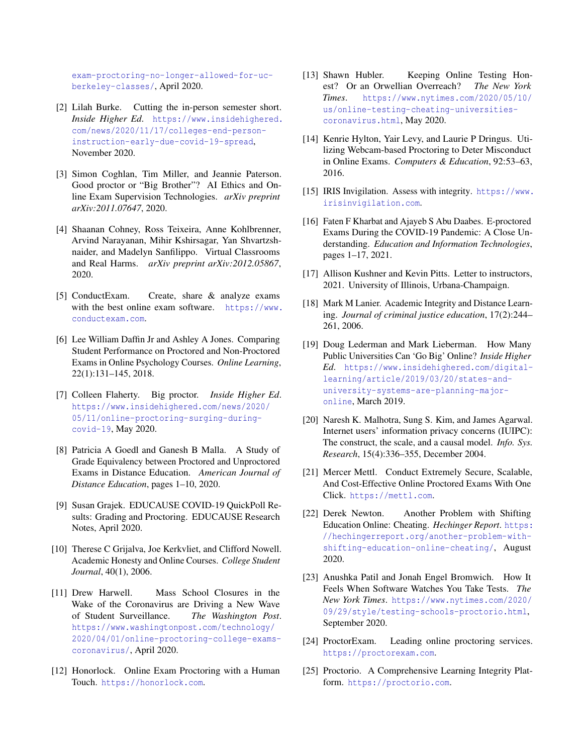exam-proctoring-no-longer-allowed-for-uc-berkeley-classes/, April 2020.

[2] Lilah Burke. Cutting the in-person semester short. *Inside Higher Ed*. https://www.insidehighered.com/news/2020/11/17/colleges-end-person-instruction-early-due-covid-19-spread, November 2020.

[3] Simon Coghlan, Tim Miller, and Jeannie Paterson. Good proctor or "Big Brother"? AI Ethics and Online Exam Supervision Technologies. *arXiv preprint arXiv:2011.07647*, 2020.

[4] Shaanan Cohney, Ross Teixeira, Anne Kohlbrenner, Arvind Narayanan, Mihir Kshirsagar, Yan Shvartzshnaider, and Madelyn Sanfilippo. Virtual Classrooms and Real Harms. *arXiv preprint arXiv:2012.05867*, 2020.

[5] ConductExam. Create, share & analyze exams with the best online exam software. https://www.conductexam.com.

[6] Lee William Daffin Jr and Ashley A Jones. Comparing Student Performance on Proctored and Non-Proctored Exams in Online Psychology Courses. *Online Learning*, 22(1):131–145, 2018.

[7] Colleen Flaherty. Big proctor. *Inside Higher Ed*. https://www.insidehighered.com/news/2020/05/11/online-proctoring-surging-during-covid-19, May 2020.

[8] Patricia A Goedl and Ganesh B Malla. A Study of Grade Equivalency between Proctored and Unproctored Exams in Distance Education. *American Journal of Distance Education*, pages 1–10, 2020.

[9] Susan Grajek. EDUCAUSE COVID-19 QuickPoll Results: Grading and Proctoring. EDUCAUSE Research Notes, April 2020.

[10] Therese C Grijalva, Joe Kerkvliet, and Clifford Nowell. Academic Honesty and Online Courses. *College Student Journal*, 40(1), 2006.

[11] Drew Harwell. Mass School Closures in the Wake of the Coronavirus are Driving a New Wave of Student Surveillance. *The Washington Post*. https://www.washingtonpost.com/technology/2020/04/01/online-proctoring-college-exams-coronavirus/, April 2020.

[12] Honorlock. Online Exam Proctoring with a Human Touch. https://honorlock.com.

[13] Shawn Hubler. Keeping Online Testing Honest? Or an Orwellian Overreach? *The New York Times*. https://www.nytimes.com/2020/05/10/us/online-testing-cheating-universities-coronavirus.html, May 2020.

[14] Kenrie Hylton, Yair Levy, and Laurie P Dringus. Utilizing Webcam-based Proctoring to Deter Misconduct in Online Exams. *Computers & Education*, 92:53–63, 2016.

[15] IRIS Invigilation. Assess with integrity. https://www.irisinvigilation.com.

[16] Faten F Kharbat and Ajayeb S Abu Daabes. E-proctored Exams During the COVID-19 Pandemic: A Close Understanding. *Education and Information Technologies*, pages 1–17, 2021.

[17] Allison Kushner and Kevin Pitts. Letter to instructors, 2021. University of Illinois, Urbana-Champaign.

[18] Mark M Lanier. Academic Integrity and Distance Learning. *Journal of criminal justice education*, 17(2):244–261, 2006.

[19] Doug Lederman and Mark Lieberman. How Many Public Universities Can 'Go Big' Online? *Inside Higher Ed*. https://www.insidehighered.com/digital-learning/article/2019/03/20/states-and-university-systems-are-planning-major-online, March 2019.

[20] Naresh K. Malhotra, Sung S. Kim, and James Agarwal. Internet users' information privacy concerns (IUIPC): The construct, the scale, and a causal model. *Info. Sys. Research*, 15(4):336–355, December 2004.

[21] Mercer Mettl. Conduct Extremely Secure, Scalable, And Cost-Effective Online Proctored Exams With One Click. https://mettl.com.

[22] Derek Newton. Another Problem with Shifting Education Online: Cheating. *Hechinger Report*. https://hechingerreport.org/another-problem-with-shifting-education-online-cheating/, August 2020.

[23] Anushka Patil and Jonah Engel Bromwich. How It Feels When Software Watches You Take Tests. *The New York Times*. https://www.nytimes.com/2020/09/29/style/testing-schools-proctorio.html, September 2020.

[24] ProctorExam. Leading online proctoring services. https://proctorexam.com.

[25] Proctorio. A Comprehensive Learning Integrity Platform. https://proctorio.com.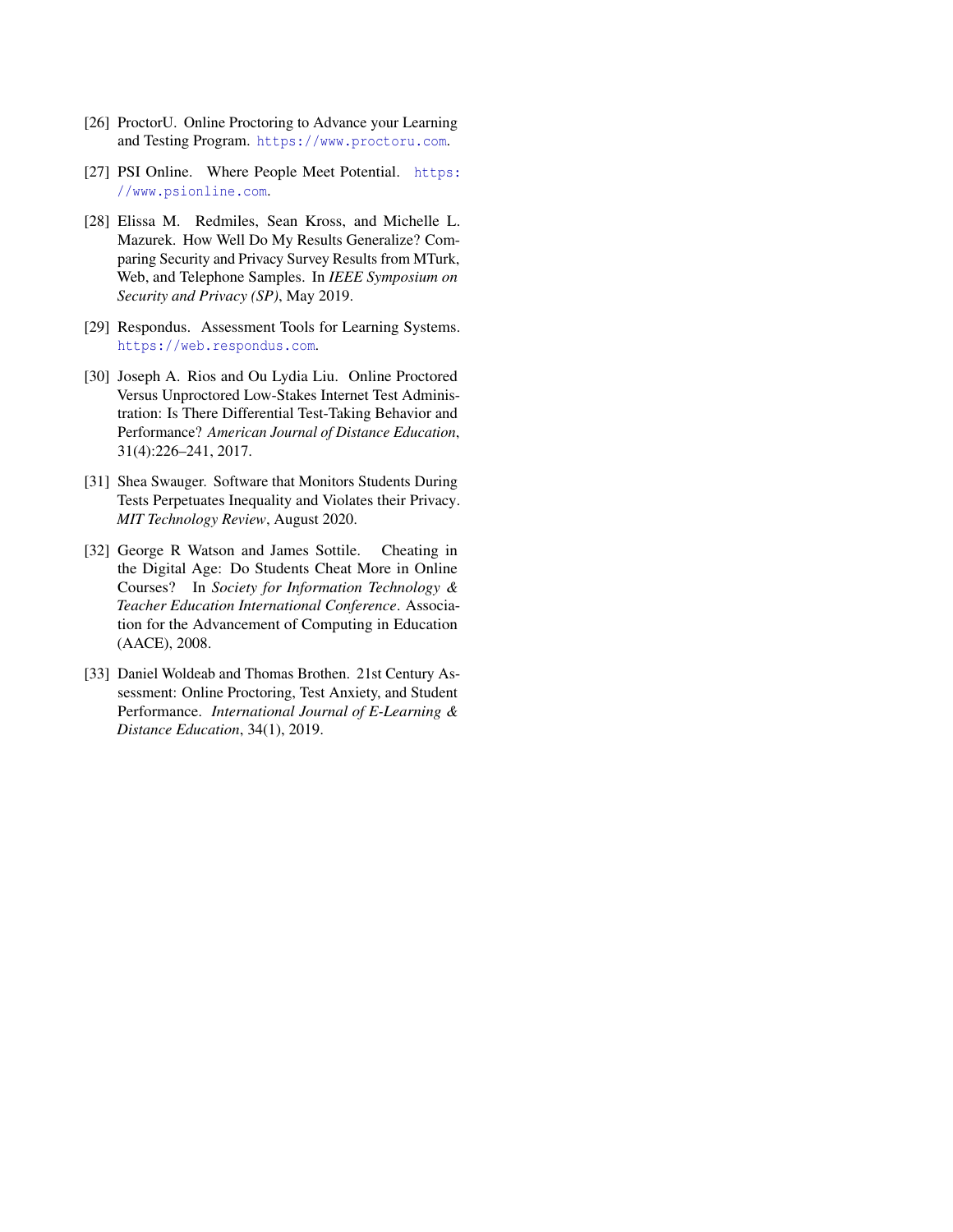[26] ProctorU. Online Proctoring to Advance your Learning and Testing Program. https://www.proctoru.com.

[27] PSI Online. Where People Meet Potential. https://www.psionline.com.

[28] Elissa M. Redmiles, Sean Kross, and Michelle L. Mazurek. How Well Do My Results Generalize? Comparing Security and Privacy Survey Results from MTurk, Web, and Telephone Samples. In *IEEE Symposium on Security and Privacy (SP)*, May 2019.

[29] Respondus. Assessment Tools for Learning Systems. https://web.respondus.com.

[30] Joseph A. Rios and Ou Lydia Liu. Online Proctored Versus Unproctored Low-Stakes Internet Test Administration: Is There Differential Test-Taking Behavior and Performance? *American Journal of Distance Education*, 31(4):226–241, 2017.

[31] Shea Swauger. Software that Monitors Students During Tests Perpetuates Inequality and Violates their Privacy. *MIT Technology Review*, August 2020.

[32] George R Watson and James Sottile. Cheating in the Digital Age: Do Students Cheat More in Online Courses? In *Society for Information Technology & Teacher Education International Conference*. Association for the Advancement of Computing in Education (AACE), 2008.

[33] Daniel Woldeab and Thomas Brothen. 21st Century Assessment: Online Proctoring, Test Anxiety, and Student Performance. *International Journal of E-Learning & Distance Education*, 34(1), 2019.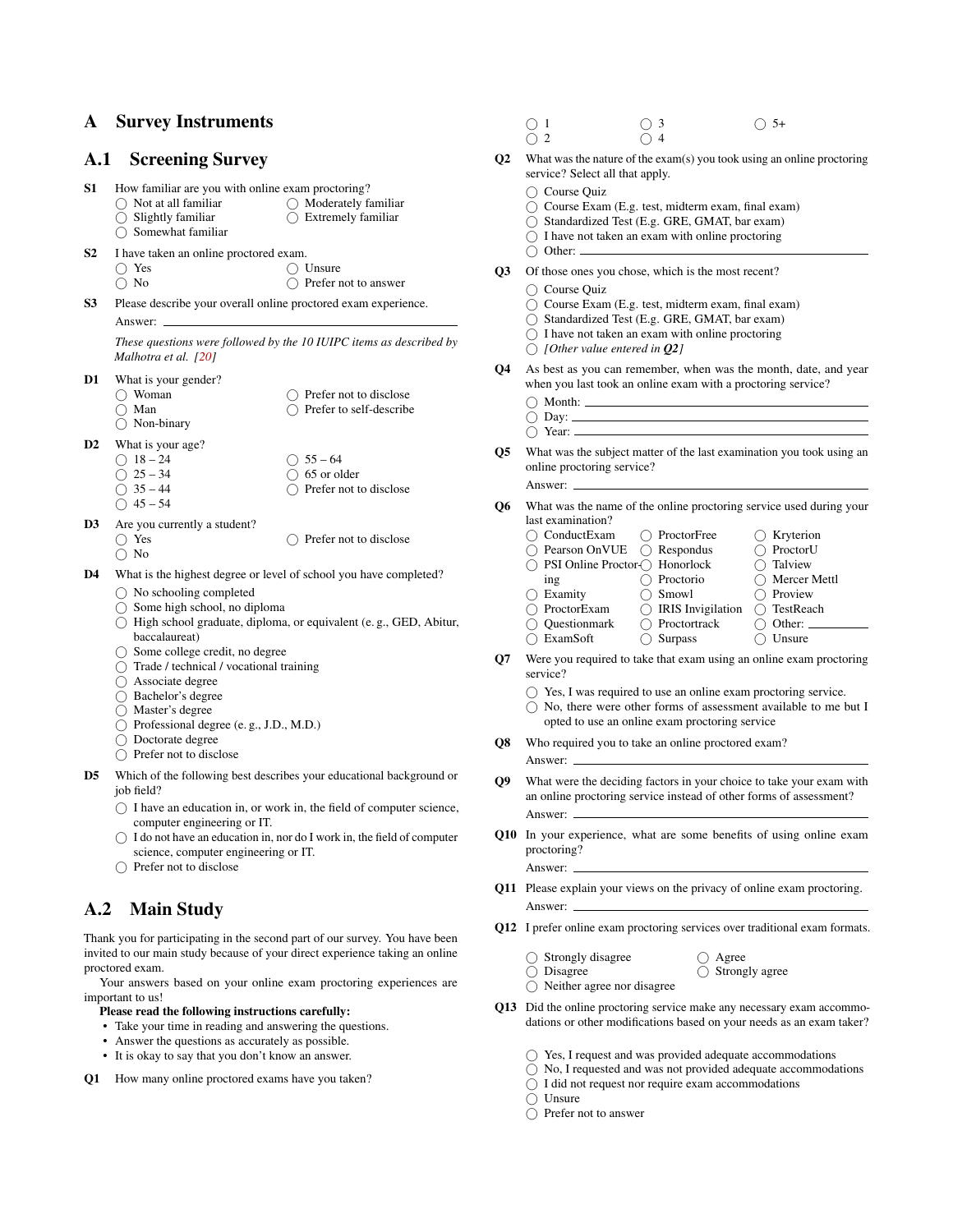# A Survey Instruments

## A.1 Screening Survey

**S1** How familiar are you with online exam proctoring?

- ◯ Not at all familiar
- ◯ Slightly familiar
- ◯ Somewhat familiar
- ◯ Moderately familiar
- ◯ Extremely familiar

**S2** I have taken an online proctored exam.

- ◯ Yes
- ◯ No
- ◯ Unsure
- ◯ Prefer not to answer

**S3** Please describe your overall online proctored exam experience.

Answer: ________________

*These questions were followed by the 10 IUIPC items as described by Malhotra et al. [20]*

**D1** What is your gender?

- ◯ Woman
- ◯ Man
- ◯ Non-binary
- ◯ Prefer not to disclose
- ◯ Prefer to self-describe

**D2** What is your age?

- ◯ 18 – 24
- ◯ 25 – 34
- ◯ 35 – 44
- ◯ 45 – 54
- ◯ 55 – 64
- ◯ 65 or older
- ◯ Prefer not to disclose

**D3** Are you currently a student?

- ◯ Yes
- ◯ No
- ◯ Prefer not to disclose

**D4** What is the highest degree or level of school you have completed?

- ◯ No schooling completed
- ◯ Some high school, no diploma
- ◯ High school graduate, diploma, or equivalent (e. g., GED, Abitur, baccalaureat)
- ◯ Some college credit, no degree
- ◯ Trade / technical / vocational training
- ◯ Associate degree
- ◯ Bachelor's degree
- ◯ Master's degree
- ◯ Professional degree (e. g., J.D., M.D.)
- ◯ Doctorate degree
- ◯ Prefer not to disclose

**D5** Which of the following best describes your educational background or job field?

- ◯ I have an education in, or work in, the field of computer science, computer engineering or IT.
- ◯ I do not have an education in, nor do I work in, the field of computer science, computer engineering or IT.
- ◯ Prefer not to disclose

## A.2 Main Study

Thank you for participating in the second part of our survey. You have been invited to our main study because of your direct experience taking an online proctored exam.

Your answers based on your online exam proctoring experiences are important to us!

**Please read the following instructions carefully:**

- Take your time in reading and answering the questions.
- Answer the questions as accurately as possible.
- It is okay to say that you don't know an answer.

**Q1** How many online proctored exams have you taken?

- ◯ 1
- ◯ 2
- ◯ 3
- ◯ 4
- ◯ 5+

**Q2** What was the nature of the exam(s) you took using an online proctoring service? Select all that apply.

- ◯ Course Quiz
- ◯ Course Exam (E.g. test, midterm exam, final exam)
- ◯ Standardized Test (E.g. GRE, GMAT, bar exam)
- ◯ I have not taken an exam with online proctoring
- ◯ Other: ________________

**Q3** Of those ones you chose, which is the most recent?

- ◯ Course Quiz
- ◯ Course Exam (E.g. test, midterm exam, final exam)
- ◯ Standardized Test (E.g. GRE, GMAT, bar exam)
- ◯ I have not taken an exam with online proctoring
- ◯ *[Other value entered in **Q2**]*

**Q4** As best as you can remember, when was the month, date, and year when you last took an online exam with a proctoring service?

- ◯ Month: ________________
- ◯ Day: ________________
- ◯ Year: ________________

**Q5** What was the subject matter of the last examination you took using an online proctoring service?

Answer: ________________

**Q6** What was the name of the online proctoring service used during your last examination?

- ◯ ConductExam
- ◯ Pearson OnVUE
- ◯ PSI Online Proctoring
- ◯ Examity
- ◯ ProctorExam
- ◯ Questionmark
- ◯ ExamSoft
- ◯ ProctorFree
- ◯ Respondus
- ◯ Honorlock
- ◯ Proctorio
- ◯ Smowl
- ◯ IRIS Invigilation
- ◯ Proctortrack
- ◯ Surpass
- ◯ Kryterion
- ◯ ProctorU
- ◯ Talview
- ◯ Mercer Mettl
- ◯ Proview
- ◯ TestReach
- ◯ Other: ________________
- ◯ Unsure

**Q7** Were you required to take that exam using an online exam proctoring service?

- ◯ Yes, I was required to use an online exam proctoring service.
- ◯ No, there were other forms of assessment available to me but I opted to use an online exam proctoring service

**Q8** Who required you to take an online proctored exam?

Answer: ________________

**Q9** What were the deciding factors in your choice to take your exam with an online proctoring service instead of other forms of assessment?

Answer: ________________

**Q10** In your experience, what are some benefits of using online exam proctoring?

Answer: ________________

**Q11** Please explain your views on the privacy of online exam proctoring.

Answer: ________________

**Q12** I prefer online exam proctoring services over traditional exam formats.

- ◯ Strongly disagree
- ◯ Disagree
- ◯ Neither agree nor disagree
- ◯ Agree
- ◯ Strongly agree

**Q13** Did the online proctoring service make any necessary exam accommodations or other modifications based on your needs as an exam taker?

- ◯ Yes, I request and was provided adequate accommodations
- ◯ No, I requested and was not provided adequate accommodations
- ◯ I did not request nor require exam accommodations
- ◯ Unsure
- ◯ Prefer not to answer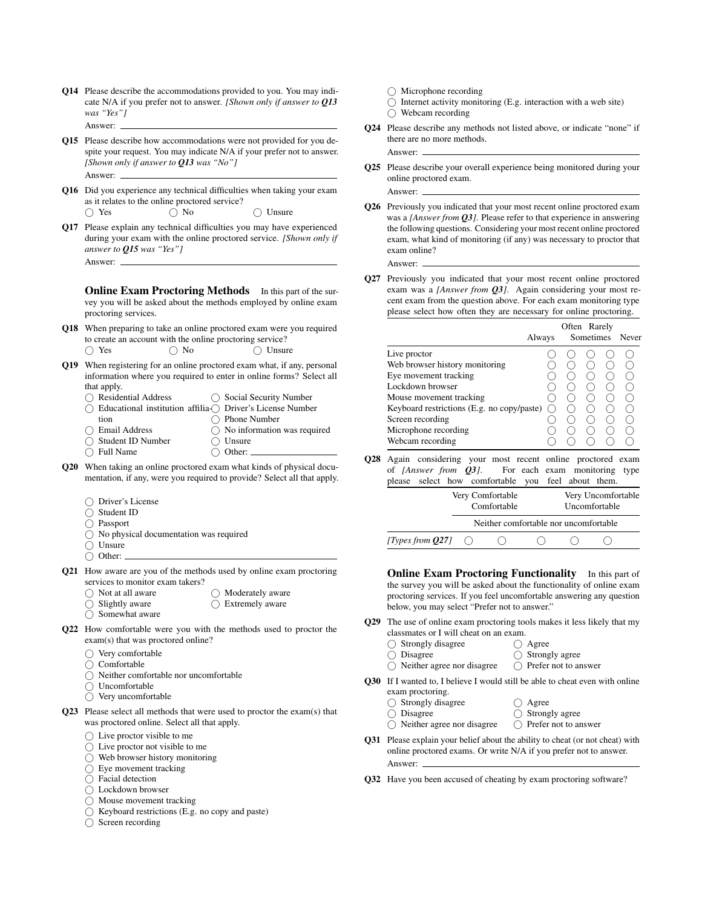**Q14** Please describe the accommodations provided to you. You may indicate N/A if you prefer not to answer. *[Shown only if answer to **Q13** was "Yes"]*

Answer: \_\_\_\_\_\_\_\_\_\_\_\_\_\_\_\_\_\_\_\_

**Q15** Please describe how accommodations were not provided for you despite your request. You may indicate N/A if your prefer not to answer. *[Shown only if answer to **Q13** was "No"]*

Answer: \_\_\_\_\_\_\_\_\_\_\_\_\_\_\_\_\_\_\_\_

**Q16** Did you experience any technical difficulties when taking your exam as it relates to the online proctored service?

- ◯ Yes
- ◯ No
- ◯ Unsure

**Q17** Please explain any technical difficulties you may have experienced during your exam with the online proctored service. *[Shown only if answer to **Q15** was "Yes"]*

Answer: \_\_\_\_\_\_\_\_\_\_\_\_\_\_\_\_\_\_\_\_

### Online Exam Proctoring Methods

In this part of the survey you will be asked about the methods employed by online exam proctoring services.

**Q18** When preparing to take an online proctored exam were you required to create an account with the online proctoring service?

- ◯ Yes
- ◯ No
- ◯ Unsure

**Q19** When registering for an online proctored exam what, if any, personal information where you required to enter in online forms? Select all that apply.

- ◯ Residential Address
- ◯ Educational institution affiliation
- ◯ Email Address
- ◯ Student ID Number
- ◯ Full Name
- ◯ Social Security Number
- ◯ Driver's License Number
- ◯ Phone Number
- ◯ No information was required
- ◯ Unsure
- ◯ Other: \_\_\_\_\_\_\_\_\_\_

**Q20** When taking an online proctored exam what kinds of physical documentation, if any, were you required to provide? Select all that apply.

- ◯ Driver's License
- ◯ Student ID
- ◯ Passport
- ◯ No physical documentation was required
- ◯ Unsure
- ◯ Other: \_\_\_\_\_\_\_\_\_\_

**Q21** How aware are you of the methods used by online exam proctoring services to monitor exam takers?

- ◯ Not at all aware
- ◯ Slightly aware
- ◯ Somewhat aware
- ◯ Moderately aware
- ◯ Extremely aware

**Q22** How comfortable were you with the methods used to proctor the exam(s) that was proctored online?

- ◯ Very comfortable
- ◯ Comfortable
- ◯ Neither comfortable nor uncomfortable
- ◯ Uncomfortable
- ◯ Very uncomfortable

**Q23** Please select all methods that were used to proctor the exam(s) that was proctored online. Select all that apply.

- ◯ Live proctor visible to me
- ◯ Live proctor not visible to me
- ◯ Web browser history monitoring
- ◯ Eye movement tracking
- ◯ Facial detection
- ◯ Lockdown browser
- ◯ Mouse movement tracking
- ◯ Keyboard restrictions (E.g. no copy and paste)
- ◯ Screen recording
- ◯ Microphone recording
- ◯ Internet activity monitoring (E.g. interaction with a web site)
- ◯ Webcam recording

**Q24** Please describe any methods not listed above, or indicate "none" if there are no more methods.

Answer: \_\_\_\_\_\_\_\_\_\_\_\_\_\_\_\_\_\_\_\_

**Q25** Please describe your overall experience being monitored during your online proctored exam.

Answer: \_\_\_\_\_\_\_\_\_\_\_\_\_\_\_\_\_\_\_\_

**Q26** Previously you indicated that your most recent online proctored exam was a *[Answer from **Q3**]*. Please refer to that experience in answering the following questions. Considering your most recent online proctored exam, what kind of monitoring (if any) was necessary to proctor that exam online?

Answer: \_\_\_\_\_\_\_\_\_\_\_\_\_\_\_\_\_\_\_\_

**Q27** Previously you indicated that your most recent online proctored exam was a *[Answer from **Q3**]*. Again considering your most recent exam from the question above. For each exam monitoring type please select how often they are necessary for online proctoring.

| | Always | Often | Sometimes | Rarely | Never |
|---|---|---|---|---|---|
| Live proctor | ◯ | ◯ | ◯ | ◯ | ◯ |
| Web browser history monitoring | ◯ | ◯ | ◯ | ◯ | ◯ |
| Eye movement tracking | ◯ | ◯ | ◯ | ◯ | ◯ |
| Lockdown browser | ◯ | ◯ | ◯ | ◯ | ◯ |
| Mouse movement tracking | ◯ | ◯ | ◯ | ◯ | ◯ |
| Keyboard restrictions (E.g. no copy/paste) | ◯ | ◯ | ◯ | ◯ | ◯ |
| Screen recording | ◯ | ◯ | ◯ | ◯ | ◯ |
| Microphone recording | ◯ | ◯ | ◯ | ◯ | ◯ |
| Webcam recording | ◯ | ◯ | ◯ | ◯ | ◯ |

**Q28** Again considering your most recent online proctored exam of *[Answer from **Q3**]*. For each exam monitoring type please select how comfortable you feel about them.

| | Very Comfortable | Comfortable | Neither comfortable nor uncomfortable | Uncomfortable | Very Uncomfortable |
|---|---|---|---|---|---|
| *[Types from **Q27**]* | ◯ | ◯ | ◯ | ◯ | ◯ |

### Online Exam Proctoring Functionality

In this part of the survey you will be asked about the functionality of online exam proctoring services. If you feel uncomfortable answering any question below, you may select "Prefer not to answer."

**Q29** The use of online exam proctoring tools makes it less likely that my classmates or I will cheat on an exam.

- ◯ Strongly disagree
- ◯ Disagree
- ◯ Neither agree nor disagree
- ◯ Agree
- ◯ Strongly agree
- ◯ Prefer not to answer

**Q30** If I wanted to, I believe I would still be able to cheat even with online exam proctoring.

- ◯ Strongly disagree
- ◯ Disagree
- ◯ Neither agree nor disagree
- ◯ Agree
- ◯ Strongly agree
- ◯ Prefer not to answer

**Q31** Please explain your belief about the ability to cheat (or not cheat) with online proctored exams. Or write N/A if you prefer not to answer.

Answer: \_\_\_\_\_\_\_\_\_\_\_\_\_\_\_\_\_\_\_\_

**Q32** Have you been accused of cheating by exam proctoring software?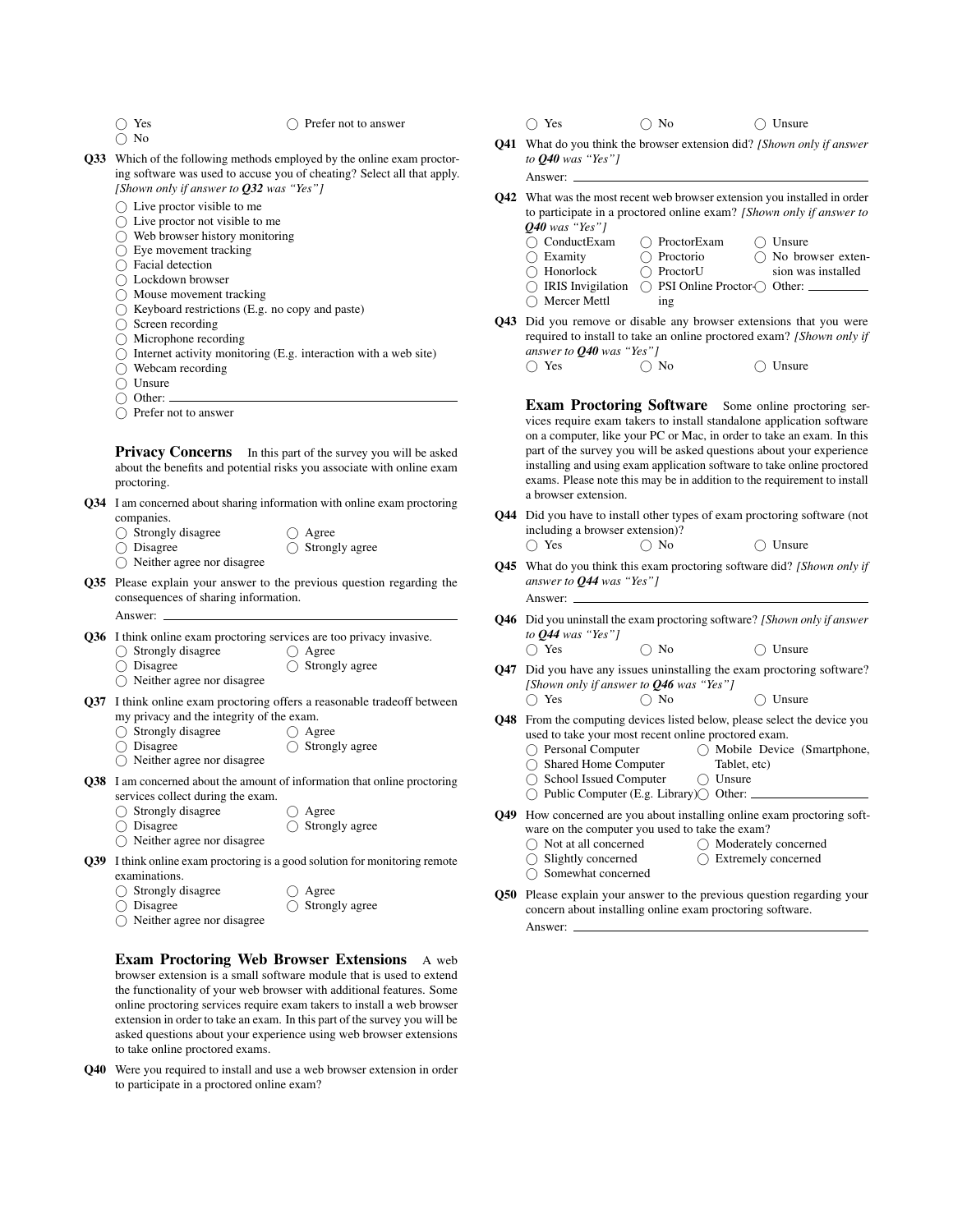- ◯ Yes
- ◯ No
- ◯ Prefer not to answer

**Q33** Which of the following methods employed by the online exam proctoring software was used to accuse you of cheating? Select all that apply. *[Shown only if answer to **Q32** was "Yes"]*

- ◯ Live proctor visible to me
- ◯ Live proctor not visible to me
- ◯ Web browser history monitoring
- ◯ Eye movement tracking
- ◯ Facial detection
- ◯ Lockdown browser
- ◯ Mouse movement tracking
- ◯ Keyboard restrictions (E.g. no copy and paste)
- ◯ Screen recording
- ◯ Microphone recording
- ◯ Internet activity monitoring (E.g. interaction with a web site)
- ◯ Webcam recording
- ◯ Unsure
- ◯ Other: ______
- ◯ Prefer not to answer

**Privacy Concerns** In this part of the survey you will be asked about the benefits and potential risks you associate with online exam proctoring.

**Q34** I am concerned about sharing information with online exam proctoring companies.

- ◯ Strongly disagree
- ◯ Disagree
- ◯ Neither agree nor disagree
- ◯ Agree
- ◯ Strongly agree

**Q35** Please explain your answer to the previous question regarding the consequences of sharing information.

Answer: ______

**Q36** I think online exam proctoring services are too privacy invasive.

- ◯ Strongly disagree
- ◯ Disagree
- ◯ Neither agree nor disagree
- ◯ Agree
- ◯ Strongly agree

**Q37** I think online exam proctoring offers a reasonable tradeoff between my privacy and the integrity of the exam.

- ◯ Strongly disagree
- ◯ Disagree
- ◯ Neither agree nor disagree
- ◯ Agree
- ◯ Strongly agree

**Q38** I am concerned about the amount of information that online proctoring services collect during the exam.

- ◯ Strongly disagree
- ◯ Disagree
- ◯ Neither agree nor disagree
- ◯ Agree
- ◯ Strongly agree

**Q39** I think online exam proctoring is a good solution for monitoring remote examinations.

- ◯ Strongly disagree
- ◯ Disagree
- ◯ Neither agree nor disagree
- ◯ Agree
- ◯ Strongly agree

**Exam Proctoring Web Browser Extensions** A web browser extension is a small software module that is used to extend the functionality of your web browser with additional features. Some online proctoring services require exam takers to install a web browser extension in order to take an exam. In this part of the survey you will be asked questions about your experience using web browser extensions to take online proctored exams.

**Q40** Were you required to install and use a web browser extension in order to participate in a proctored online exam?

- ◯ Yes
- ◯ No
- ◯ Unsure

**Q41** What do you think the browser extension did? *[Shown only if answer to **Q40** was "Yes"]*

Answer: ______

**Q42** What was the most recent web browser extension you installed in order to participate in a proctored online exam? *[Shown only if answer to **Q40** was "Yes"]*

- ◯ ConductExam
- ◯ Examity
- ◯ Honorlock
- ◯ IRIS Invigilation
- ◯ Mercer Mettl
- ◯ ProctorExam
- ◯ Proctorio
- ◯ ProctorU
- ◯ PSI Online Proctoring
- ◯ Unsure
- ◯ No browser extension was installed
- ◯ Other: ______

**Q43** Did you remove or disable any browser extensions that you were required to install to take an online proctored exam? *[Shown only if answer to **Q40** was "Yes"]*

- ◯ Yes
- ◯ No
- ◯ Unsure

**Exam Proctoring Software** Some online proctoring services require exam takers to install standalone application software on a computer, like your PC or Mac, in order to take an exam. In this part of the survey you will be asked questions about your experience installing and using exam application software to take online proctored exams. Please note this may be in addition to the requirement to install a browser extension.

**Q44** Did you have to install other types of exam proctoring software (not including a browser extension)?

- ◯ Yes
- ◯ No
- ◯ Unsure

**Q45** What do you think this exam proctoring software did? *[Shown only if answer to **Q44** was "Yes"]*

Answer: ______

**Q46** Did you uninstall the exam proctoring software? *[Shown only if answer to **Q44** was "Yes"]*

- ◯ Yes
- ◯ No
- ◯ Unsure

**Q47** Did you have any issues uninstalling the exam proctoring software? *[Shown only if answer to **Q46** was "Yes"]*

- ◯ Yes
- ◯ No
- ◯ Unsure

**Q48** From the computing devices listed below, please select the device you used to take your most recent online proctored exam.

- ◯ Personal Computer
- ◯ Shared Home Computer
- ◯ School Issued Computer
- ◯ Public Computer (E.g. Library)
- ◯ Mobile Device (Smartphone, Tablet, etc)
- ◯ Unsure
- ◯ Other: ______

**Q49** How concerned are you about installing online exam proctoring software on the computer you used to take the exam?

- ◯ Not at all concerned
- ◯ Slightly concerned
- ◯ Somewhat concerned
- ◯ Moderately concerned
- ◯ Extremely concerned

**Q50** Please explain your answer to the previous question regarding your concern about installing online exam proctoring software.

Answer: ______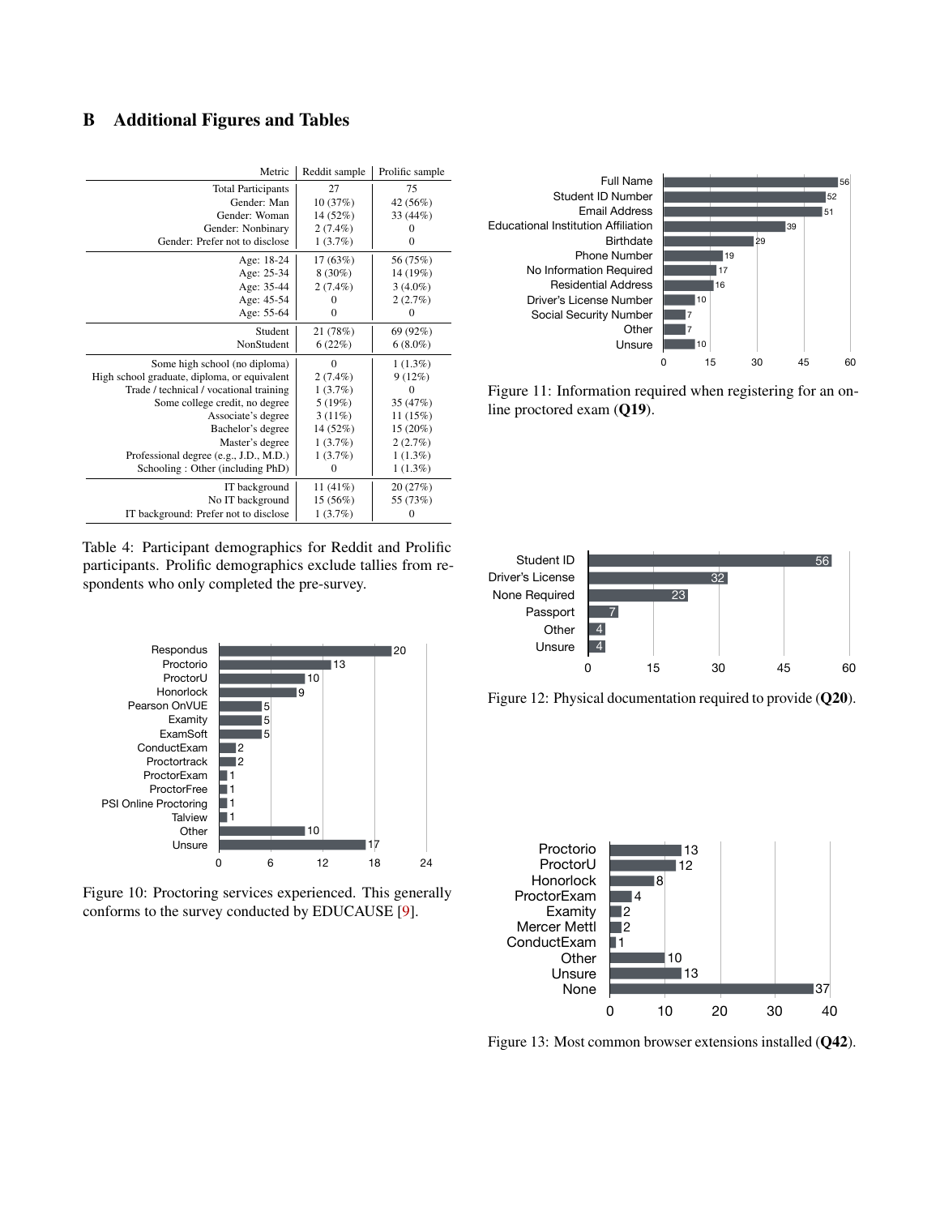## B Additional Figures and Tables

| Metric | Reddit sample | Prolific sample |
|---|---|---|
| Total Participants | 27 | 75 |
| Gender: Man | 10 (37%) | 42 (56%) |
| Gender: Woman | 14 (52%) | 33 (44%) |
| Gender: Nonbinary | 2 (7.4%) | 0 |
| Gender: Prefer not to disclose | 1 (3.7%) | 0 |
| Age: 18-24 | 17 (63%) | 56 (75%) |
| Age: 25-34 | 8 (30%) | 14 (19%) |
| Age: 35-44 | 2 (7.4%) | 3 (4.0%) |
| Age: 45-54 | 0 | 2 (2.7%) |
| Age: 55-64 | 0 | 0 |
| Student | 21 (78%) | 69 (92%) |
| NonStudent | 6 (22%) | 6 (8.0%) |
| Some high school (no diploma) | 0 | 1 (1.3%) |
| High school graduate, diploma, or equivalent | 2 (7.4%) | 9 (12%) |
| Trade / technical / vocational training | 1 (3.7%) | 0 |
| Some college credit, no degree | 5 (19%) | 35 (47%) |
| Associate's degree | 3 (11%) | 11 (15%) |
| Bachelor's degree | 14 (52%) | 15 (20%) |
| Master's degree | 1 (3.7%) | 2 (2.7%) |
| Professional degree (e.g., J.D., M.D.) | 1 (3.7%) | 1 (1.3%) |
| Schooling : Other (including PhD) | 0 | 1 (1.3%) |
| IT background | 11 (41%) | 20 (27%) |
| No IT background | 15 (56%) | 55 (73%) |
| IT background: Prefer not to disclose | 1 (3.7%) | 0 |

Table 4: Participant demographics for Reddit and Prolific participants. Prolific demographics exclude tallies from respondents who only completed the pre-survey.

Figure 10: Proctoring services experienced. This generally conforms to the survey conducted by EDUCAUSE [9].

Figure 11: Information required when registering for an online proctored exam (**Q19**).

Figure 12: Physical documentation required to provide (**Q20**).

Figure 13: Most common browser extensions installed (**Q42**).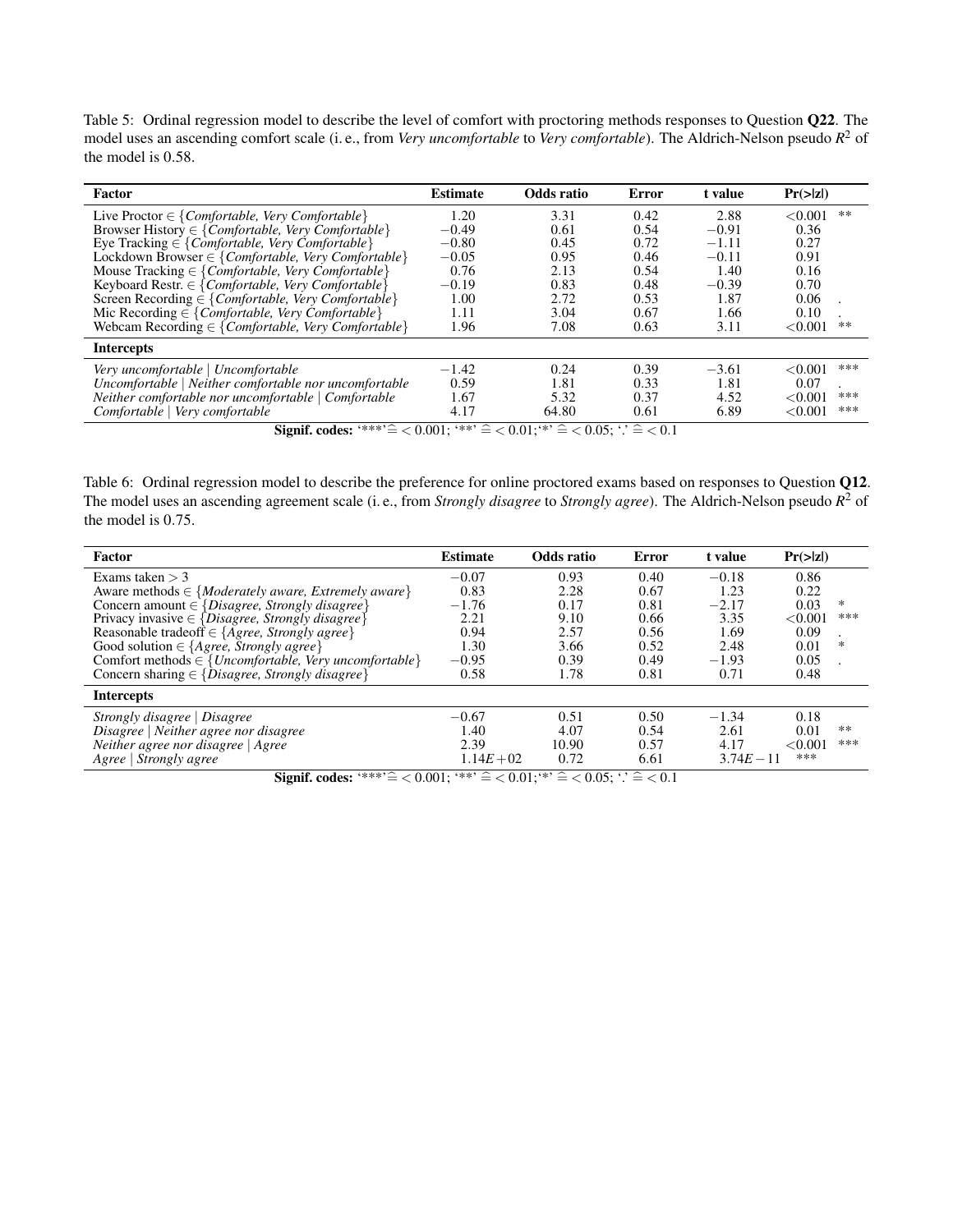Table 5: Ordinal regression model to describe the level of comfort with proctoring methods responses to Question **Q22**. The model uses an ascending comfort scale (i. e., from *Very uncomfortable* to *Very comfortable*). The Aldrich-Nelson pseudo $R^2$ of the model is 0.58.

| Factor | Estimate | Odds ratio | Error | t value | Pr(>\|z\|) | |
|---|---|---|---|---|---|---|
| Live Proctor $\in$ {*Comfortable, Very Comfortable*} | 1.20 | 3.31 | 0.42 | 2.88 | <0.001 | ** |
| Browser History $\in$ {*Comfortable, Very Comfortable*} | −0.49 | 0.61 | 0.54 | −0.91 | 0.36 | |
| Eye Tracking $\in$ {*Comfortable, Very Comfortable*} | −0.80 | 0.45 | 0.72 | −1.11 | 0.27 | |
| Lockdown Browser $\in$ {*Comfortable, Very Comfortable*} | −0.05 | 0.95 | 0.46 | −0.11 | 0.91 | |
| Mouse Tracking $\in$ {*Comfortable, Very Comfortable*} | 0.76 | 2.13 | 0.54 | 1.40 | 0.16 | |
| Keyboard Restr. $\in$ {*Comfortable, Very Comfortable*} | −0.19 | 0.83 | 0.48 | −0.39 | 0.70 | |
| Screen Recording $\in$ {*Comfortable, Very Comfortable*} | 1.00 | 2.72 | 0.53 | 1.87 | 0.06 | . |
| Mic Recording $\in$ {*Comfortable, Very Comfortable*} | 1.11 | 3.04 | 0.67 | 1.66 | 0.10 | . |
| Webcam Recording $\in$ {*Comfortable, Very Comfortable*} | 1.96 | 7.08 | 0.63 | 3.11 | <0.001 | ** |
| **Intercepts** | | | | | | |
| *Very uncomfortable \| Uncomfortable* | −1.42 | 0.24 | 0.39 | −3.61 | <0.001 | *** |
| *Uncomfortable \| Neither comfortable nor uncomfortable* | 0.59 | 1.81 | 0.33 | 1.81 | 0.07 | . |
| *Neither comfortable nor uncomfortable \| Comfortable* | 1.67 | 5.32 | 0.37 | 4.52 | <0.001 | *** |
| *Comfortable \| Very comfortable* | 4.17 | 64.80 | 0.61 | 6.89 | <0.001 | *** |

**Signif. codes:** '***' $\widehat{=} < 0.001$; '**' $\widehat{=} < 0.01$; '*' $\widehat{=} < 0.05$; '.' $\widehat{=} < 0.1$

Table 6: Ordinal regression model to describe the preference for online proctored exams based on responses to Question **Q12**. The model uses an ascending agreement scale (i. e., from *Strongly disagree* to *Strongly agree*). The Aldrich-Nelson pseudo $R^2$ of the model is 0.75.

| Factor | Estimate | Odds ratio | Error | t value | Pr(>\|z\|) | |
|---|---|---|---|---|---|---|
| Exams taken $> 3$ | −0.07 | 0.93 | 0.40 | −0.18 | 0.86 | |
| Aware methods $\in$ {*Moderately aware, Extremely aware*} | 0.83 | 2.28 | 0.67 | 1.23 | 0.22 | |
| Concern amount $\in$ {*Disagree, Strongly disagree*} | −1.76 | 0.17 | 0.81 | −2.17 | 0.03 | * |
| Privacy invasive $\in$ {*Disagree, Strongly disagree*} | 2.21 | 9.10 | 0.66 | 3.35 | <0.001 | *** |
| Reasonable tradeoff $\in$ {*Agree, Strongly agree*} | 0.94 | 2.57 | 0.56 | 1.69 | 0.09 | . |
| Good solution $\in$ {*Agree, Strongly agree*} | 1.30 | 3.66 | 0.52 | 2.48 | 0.01 | * |
| Comfort methods $\in$ {*Uncomfortable, Very uncomfortable*} | −0.95 | 0.39 | 0.49 | −1.93 | 0.05 | . |
| Concern sharing $\in$ {*Disagree, Strongly disagree*} | 0.58 | 1.78 | 0.81 | 0.71 | 0.48 | |
| **Intercepts** | | | | | | |
| *Strongly disagree \| Disagree* | −0.67 | 0.51 | 0.50 | −1.34 | 0.18 | |
| *Disagree \| Neither agree nor disagree* | 1.40 | 4.07 | 0.54 | 2.61 | 0.01 | ** |
| *Neither agree nor disagree \| Agree* | 2.39 | 10.90 | 0.57 | 4.17 | <0.001 | *** |
| *Agree \| Strongly agree* | $1.14E+02$ | 0.72 | 6.61 | $3.74E-11$ | | *** |

**Signif. codes:** '***' $\widehat{=} < 0.001$; '**' $\widehat{=} < 0.01$; '*' $\widehat{=} < 0.05$; '.' $\widehat{=} < 0.1$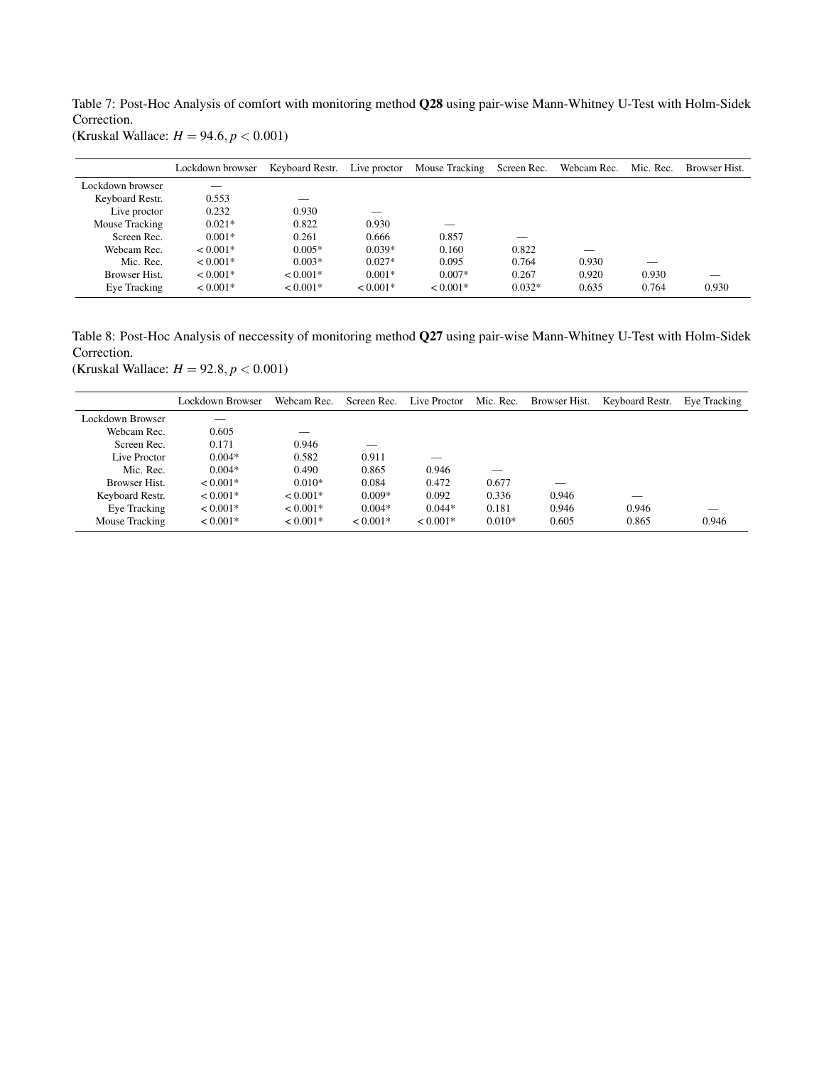Table 7: Post-Hoc Analysis of comfort with monitoring method **Q28** using pair-wise Mann-Whitney U-Test with Holm-Sidek Correction.
(Kruskal Wallace: $H = 94.6, p < 0.001$)

| | Lockdown browser | Keyboard Restr. | Live proctor | Mouse Tracking | Screen Rec. | Webcam Rec. | Mic. Rec. | Browser Hist. |
|---|---|---|---|---|---|---|---|---|
| Lockdown browser | — | | | | | | | |
| Keyboard Restr. | 0.553 | — | | | | | | |
| Live proctor | 0.232 | 0.930 | — | | | | | |
| Mouse Tracking | 0.021* | 0.822 | 0.930 | — | | | | |
| Screen Rec. | 0.001* | 0.261 | 0.666 | 0.857 | — | | | |
| Webcam Rec. | < 0.001* | 0.005* | 0.039* | 0.160 | 0.822 | — | | |
| Mic. Rec. | < 0.001* | 0.003* | 0.027* | 0.095 | 0.764 | 0.930 | — | |
| Browser Hist. | < 0.001* | < 0.001* | 0.001* | 0.007* | 0.267 | 0.920 | 0.930 | — |
| Eye Tracking | < 0.001* | < 0.001* | < 0.001* | < 0.001* | 0.032* | 0.635 | 0.764 | 0.930 |

Table 8: Post-Hoc Analysis of neccessity of monitoring method **Q27** using pair-wise Mann-Whitney U-Test with Holm-Sidek Correction.
(Kruskal Wallace: $H = 92.8, p < 0.001$)

| | Lockdown Browser | Webcam Rec. | Screen Rec. | Live Proctor | Mic. Rec. | Browser Hist. | Keyboard Restr. | Eye Tracking |
|---|---|---|---|---|---|---|---|---|
| Lockdown Browser | — | | | | | | | |
| Webcam Rec. | 0.605 | — | | | | | | |
| Screen Rec. | 0.171 | 0.946 | — | | | | | |
| Live Proctor | 0.004* | 0.582 | 0.911 | — | | | | |
| Mic. Rec. | 0.004* | 0.490 | 0.865 | 0.946 | — | | | |
| Browser Hist. | < 0.001* | 0.010* | 0.084 | 0.472 | 0.677 | — | | |
| Keyboard Restr. | < 0.001* | < 0.001* | 0.009* | 0.092 | 0.336 | 0.946 | — | |
| Eye Tracking | < 0.001* | < 0.001* | 0.004* | 0.044* | 0.181 | 0.946 | 0.946 | — |
| Mouse Tracking | < 0.001* | < 0.001* | < 0.001* | < 0.001* | 0.010* | 0.605 | 0.865 | 0.946 |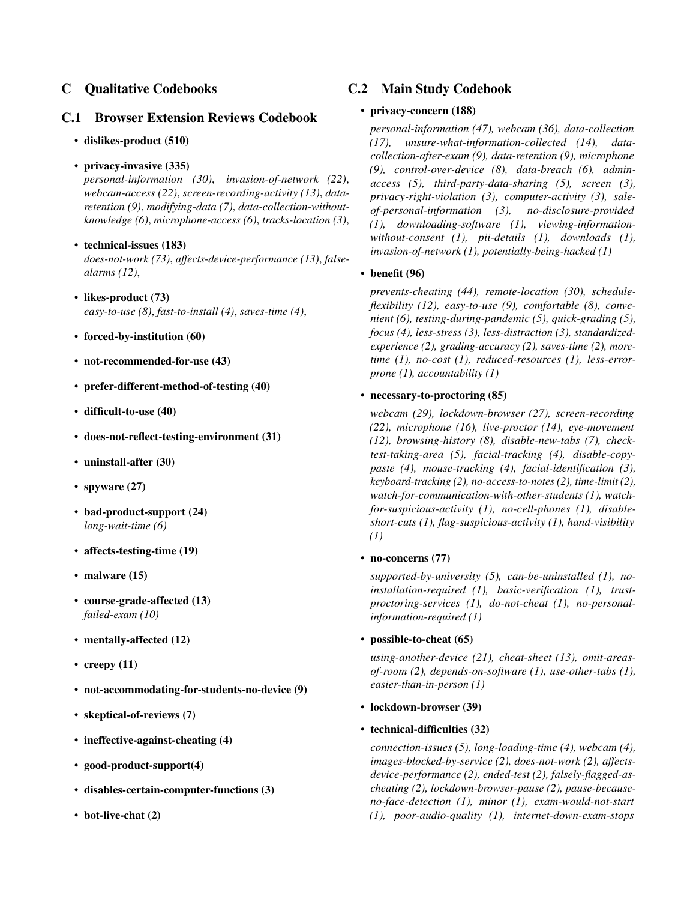# C Qualitative Codebooks

## C.1 Browser Extension Reviews Codebook

- **dislikes-product (510)**
- **privacy-invasive (335)**
  *personal-information (30)*, *invasion-of-network (22)*, *webcam-access (22)*, *screen-recording-activity (13)*, *data-retention (9)*, *modifying-data (7)*, *data-collection-without-knowledge (6)*, *microphone-access (6)*, *tracks-location (3)*,
- **technical-issues (183)**
  *does-not-work (73)*, *affects-device-performance (13)*, *false-alarms (12)*,
- **likes-product (73)**
  *easy-to-use (8)*, *fast-to-install (4)*, *saves-time (4)*,
- **forced-by-institution (60)**
- **not-recommended-for-use (43)**
- **prefer-different-method-of-testing (40)**
- **difficult-to-use (40)**
- **does-not-reflect-testing-environment (31)**
- **uninstall-after (30)**
- **spyware (27)**
- **bad-product-support (24)**
  *long-wait-time (6)*
- **affects-testing-time (19)**
- **malware (15)**
- **course-grade-affected (13)**
  *failed-exam (10)*
- **mentally-affected (12)**
- **creepy (11)**
- **not-accommodating-for-students-no-device (9)**
- **skeptical-of-reviews (7)**
- **ineffective-against-cheating (4)**
- **good-product-support(4)**
- **disables-certain-computer-functions (3)**
- **bot-live-chat (2)**

## C.2 Main Study Codebook

- **privacy-concern (188)**

  *personal-information (47), webcam (36), data-collection (17), unsure-what-information-collected (14), data-collection-after-exam (9), data-retention (9), microphone (9), control-over-device (8), data-breach (6), admin-access (5), third-party-data-sharing (5), screen (3), privacy-right-violation (3), computer-activity (3), sale-of-personal-information (3), no-disclosure-provided (1), downloading-software (1), viewing-information-without-consent (1), pii-details (1), downloads (1), invasion-of-network (1), potentially-being-hacked (1)*

- **benefit (96)**

  *prevents-cheating (44), remote-location (30), schedule-flexibility (12), easy-to-use (9), comfortable (8), convenient (6), testing-during-pandemic (5), quick-grading (5), focus (4), less-stress (3), less-distraction (3), standardized-experience (2), grading-accuracy (2), saves-time (2), more-time (1), no-cost (1), reduced-resources (1), less-error-prone (1), accountability (1)*

- **necessary-to-proctoring (85)**

  *webcam (29), lockdown-browser (27), screen-recording (22), microphone (16), live-proctor (14), eye-movement (12), browsing-history (8), disable-new-tabs (7), check-test-taking-area (5), facial-tracking (4), disable-copy-paste (4), mouse-tracking (4), facial-identification (3), keyboard-tracking (2), no-access-to-notes (2), time-limit (2), watch-for-communication-with-other-students (1), watch-for-suspicious-activity (1), no-cell-phones (1), disable-short-cuts (1), flag-suspicious-activity (1), hand-visibility (1)*

- **no-concerns (77)**

  *supported-by-university (5), can-be-uninstalled (1), no-installation-required (1), basic-verification (1), trust-proctoring-services (1), do-not-cheat (1), no-personal-information-required (1)*

- **possible-to-cheat (65)**

  *using-another-device (21), cheat-sheet (13), omit-areas-of-room (2), depends-on-software (1), use-other-tabs (1), easier-than-in-person (1)*

- **lockdown-browser (39)**

- **technical-difficulties (32)**

  *connection-issues (5), long-loading-time (4), webcam (4), images-blocked-by-service (2), does-not-work (2), affects-device-performance (2), ended-test (2), falsely-flagged-as-cheating (2), lockdown-browser-pause (2), pause-because-no-face-detection (1), minor (1), exam-would-not-start (1), poor-audio-quality (1), internet-down-exam-stops*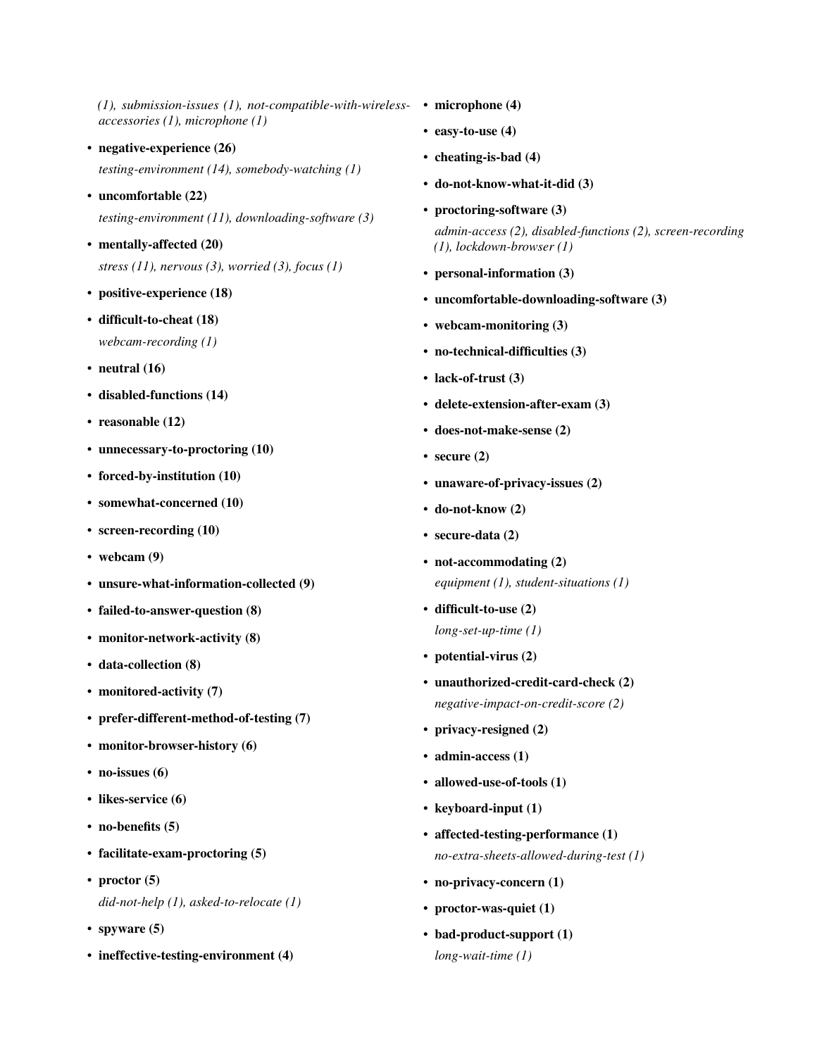*(1), submission-issues (1), not-compatible-with-wireless-accessories (1), microphone (1)*

- **negative-experience (26)**
  *testing-environment (14), somebody-watching (1)*
- **uncomfortable (22)**
  *testing-environment (11), downloading-software (3)*
- **mentally-affected (20)**
  *stress (11), nervous (3), worried (3), focus (1)*
- **positive-experience (18)**
- **difficult-to-cheat (18)**
  *webcam-recording (1)*
- **neutral (16)**
- **disabled-functions (14)**
- **reasonable (12)**
- **unnecessary-to-proctoring (10)**
- **forced-by-institution (10)**
- **somewhat-concerned (10)**
- **screen-recording (10)**
- **webcam (9)**
- **unsure-what-information-collected (9)**
- **failed-to-answer-question (8)**
- **monitor-network-activity (8)**
- **data-collection (8)**
- **monitored-activity (7)**
- **prefer-different-method-of-testing (7)**
- **monitor-browser-history (6)**
- **no-issues (6)**
- **likes-service (6)**
- **no-benefits (5)**
- **facilitate-exam-proctoring (5)**
- **proctor (5)**
  *did-not-help (1), asked-to-relocate (1)*
- **spyware (5)**
- **ineffective-testing-environment (4)**
- **microphone (4)**
- **easy-to-use (4)**
- **cheating-is-bad (4)**
- **do-not-know-what-it-did (3)**
- **proctoring-software (3)**
  *admin-access (2), disabled-functions (2), screen-recording (1), lockdown-browser (1)*
- **personal-information (3)**
- **uncomfortable-downloading-software (3)**
- **webcam-monitoring (3)**
- **no-technical-difficulties (3)**
- **lack-of-trust (3)**
- **delete-extension-after-exam (3)**
- **does-not-make-sense (2)**
- **secure (2)**
- **unaware-of-privacy-issues (2)**
- **do-not-know (2)**
- **secure-data (2)**
- **not-accommodating (2)**
  *equipment (1), student-situations (1)*
- **difficult-to-use (2)**
  *long-set-up-time (1)*
- **potential-virus (2)**
- **unauthorized-credit-card-check (2)**
  *negative-impact-on-credit-score (2)*
- **privacy-resigned (2)**
- **admin-access (1)**
- **allowed-use-of-tools (1)**
- **keyboard-input (1)**
- **affected-testing-performance (1)**
  *no-extra-sheets-allowed-during-test (1)*
- **no-privacy-concern (1)**
- **proctor-was-quiet (1)**
- **bad-product-support (1)**
  *long-wait-time (1)*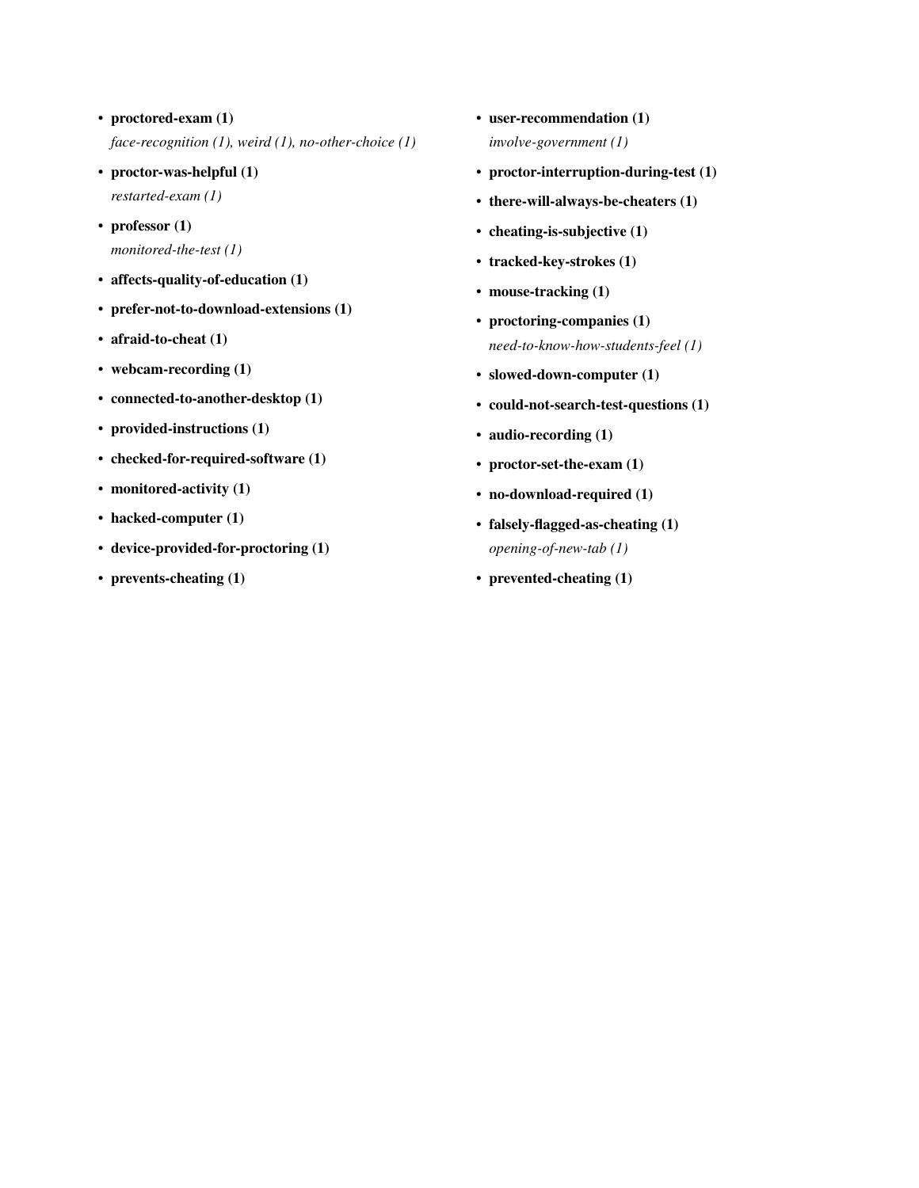- **proctored-exam (1)**
  *face-recognition (1), weird (1), no-other-choice (1)*
- **proctor-was-helpful (1)**
  *restarted-exam (1)*
- **professor (1)**
  *monitored-the-test (1)*
- **affects-quality-of-education (1)**
- **prefer-not-to-download-extensions (1)**
- **afraid-to-cheat (1)**
- **webcam-recording (1)**
- **connected-to-another-desktop (1)**
- **provided-instructions (1)**
- **checked-for-required-software (1)**
- **monitored-activity (1)**
- **hacked-computer (1)**
- **device-provided-for-proctoring (1)**
- **prevents-cheating (1)**
- **user-recommendation (1)**
  *involve-government (1)*
- **proctor-interruption-during-test (1)**
- **there-will-always-be-cheaters (1)**
- **cheating-is-subjective (1)**
- **tracked-key-strokes (1)**
- **mouse-tracking (1)**
- **proctoring-companies (1)**
  *need-to-know-how-students-feel (1)*
- **slowed-down-computer (1)**
- **could-not-search-test-questions (1)**
- **audio-recording (1)**
- **proctor-set-the-exam (1)**
- **no-download-required (1)**
- **falsely-flagged-as-cheating (1)**
  *opening-of-new-tab (1)*
- **prevented-cheating (1)**